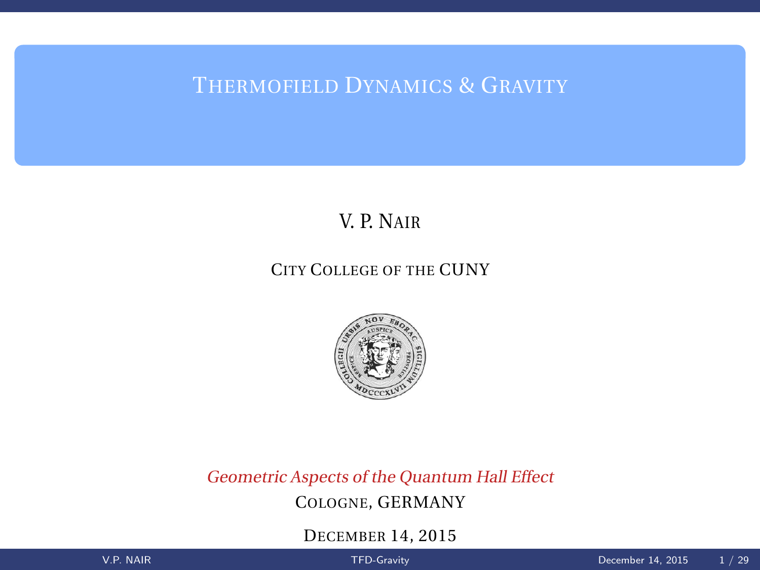# Thermofield Dynamics & Gravity

V. P. Nair

City College of the CUNY

*Geometric Aspects of the Quantum Hall Effect*

Cologne, GERMANY

December 14, 2015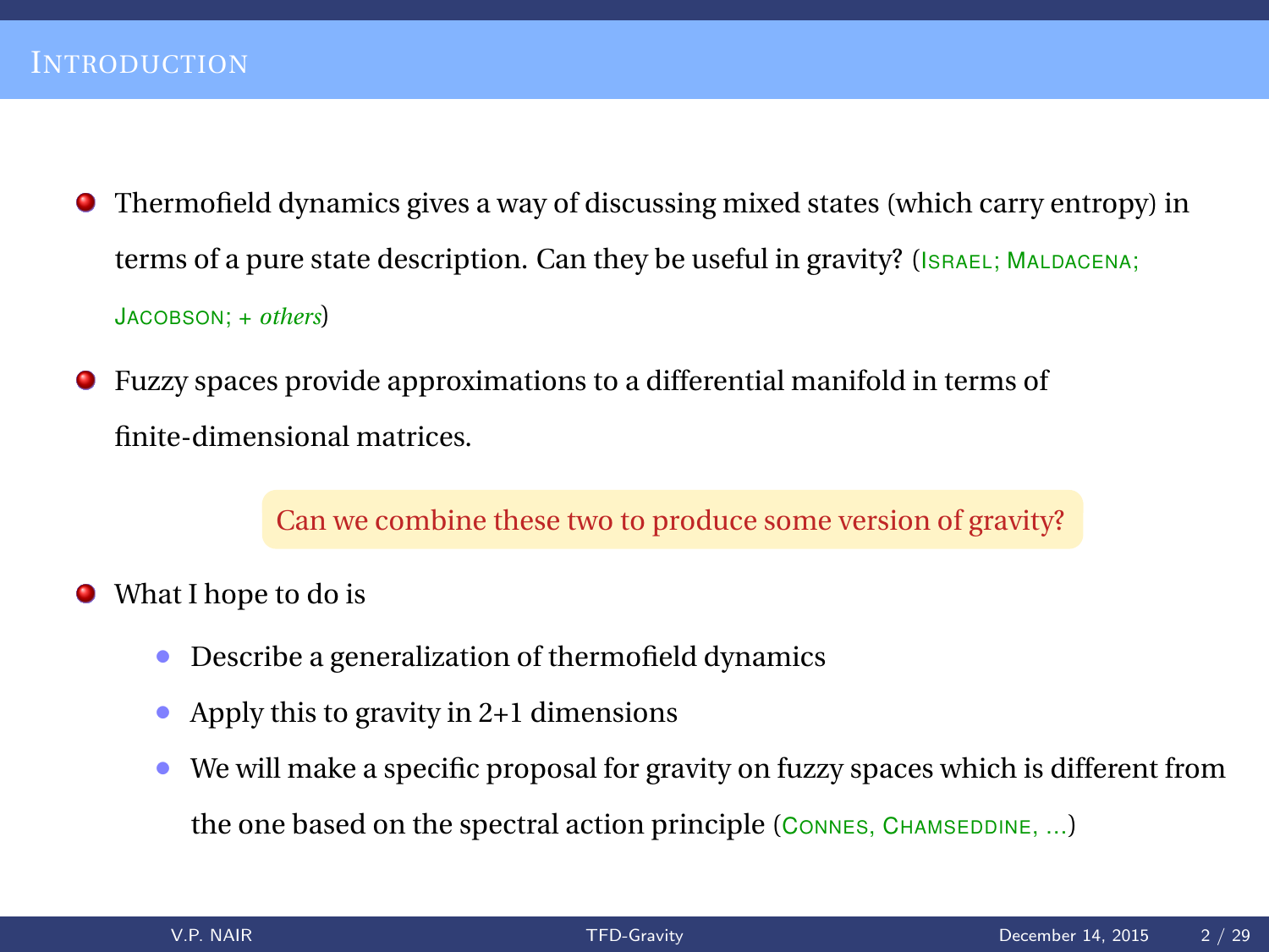## Introduction

- Thermofield dynamics gives a way of discussing mixed states (which carry entropy) in terms of a pure state description. Can they be useful in gravity? (Israel; Maldacena; Jacobson; + *others*)
- Fuzzy spaces provide approximations to a differential manifold in terms of finite-dimensional matrices.

**Can we combine these two to produce some version of gravity?**

- What I hope to do is
  - Describe a generalization of thermofield dynamics
  - Apply this to gravity in 2+1 dimensions
  - We will make a specific proposal for gravity on fuzzy spaces which is different from the one based on the spectral action principle (Connes, Chamseddine, ...)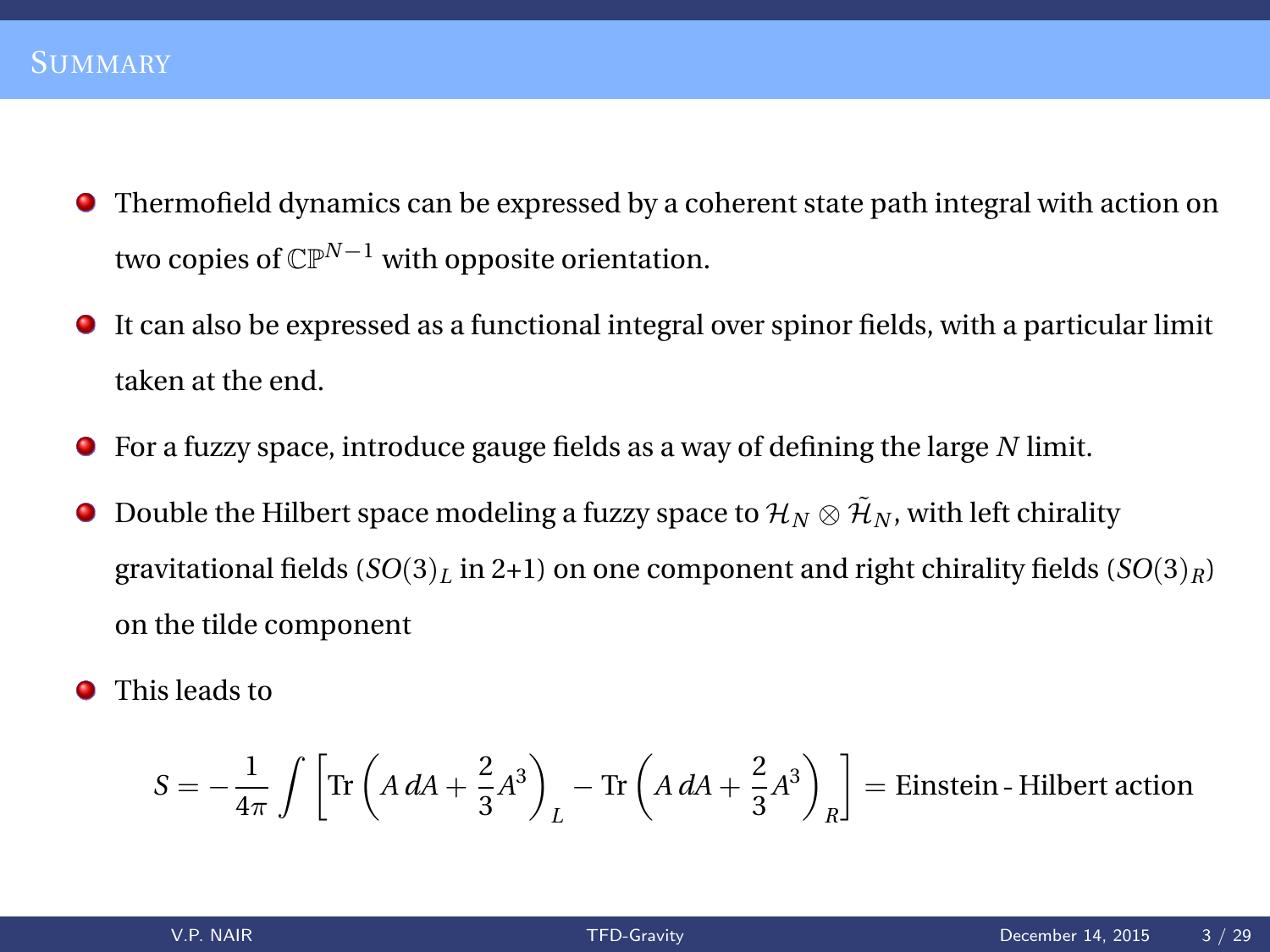# Summary

- Thermofield dynamics can be expressed by a coherent state path integral with action on two copies of $\mathbb{CP}^{N-1}$ with opposite orientation.
- It can also be expressed as a functional integral over spinor fields, with a particular limit taken at the end.
- For a fuzzy space, introduce gauge fields as a way of defining the large $N$ limit.
- Double the Hilbert space modeling a fuzzy space to $\mathcal{H}_N \otimes \tilde{\mathcal{H}}_N$, with left chirality gravitational fields ($SO(3)_L$ in 2+1) on one component and right chirality fields ($SO(3)_R$) on the tilde component
- This leads to

$$S = -\frac{1}{4\pi} \int \left[ \mathrm{Tr}\left( A\, dA + \frac{2}{3} A^3 \right)_L - \mathrm{Tr}\left( A\, dA + \frac{2}{3} A^3 \right)_R \right] = \text{Einstein - Hilbert action}$$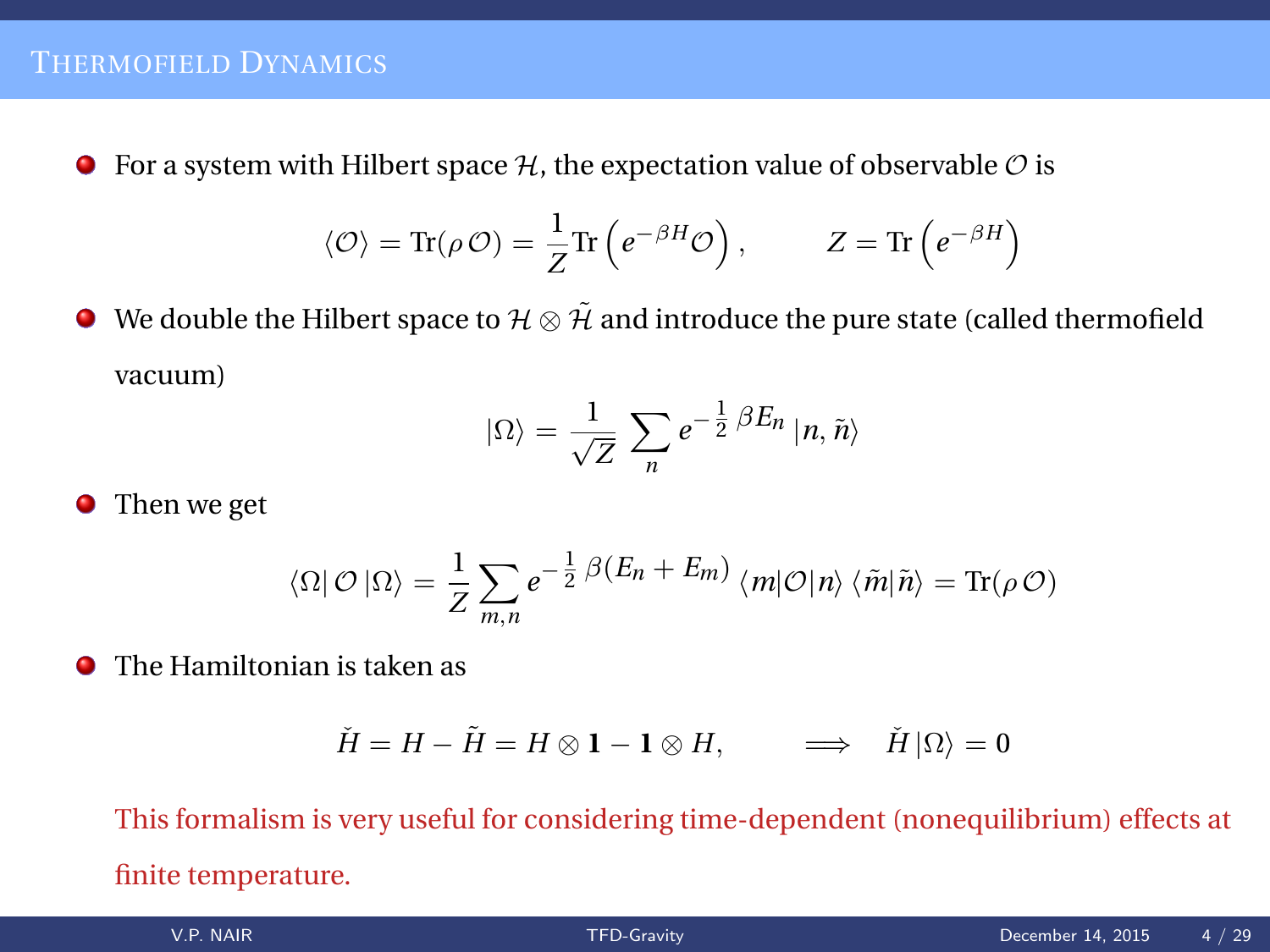# Thermofield Dynamics

- For a system with Hilbert space $\mathcal{H}$, the expectation value of observable $\mathcal{O}$ is

$$\langle \mathcal{O} \rangle = \mathrm{Tr}(\rho\, \mathcal{O}) = \frac{1}{Z} \mathrm{Tr}\left( e^{-\beta H} \mathcal{O} \right), \qquad Z = \mathrm{Tr}\left( e^{-\beta H} \right)$$

- We double the Hilbert space to $\mathcal{H} \otimes \tilde{\mathcal{H}}$ and introduce the pure state (called thermofield vacuum)

$$|\Omega\rangle = \frac{1}{\sqrt{Z}} \sum_n e^{-\frac{1}{2}\beta E_n} |n, \tilde{n}\rangle$$

- Then we get

$$\langle \Omega | \, \mathcal{O} \, |\Omega\rangle = \frac{1}{Z} \sum_{m,n} e^{-\frac{1}{2}\beta (E_n + E_m)} \langle m|\mathcal{O}|n\rangle \langle \tilde{m}|\tilde{n}\rangle = \mathrm{Tr}(\rho\, \mathcal{O})$$

- The Hamiltonian is taken as

$$\check{H} = H - \tilde{H} = H \otimes \mathbf{1} - \mathbf{1} \otimes H, \qquad \Longrightarrow \quad \check{H}\, |\Omega\rangle = 0$$

This formalism is very useful for considering time-dependent (nonequilibrium) effects at finite temperature.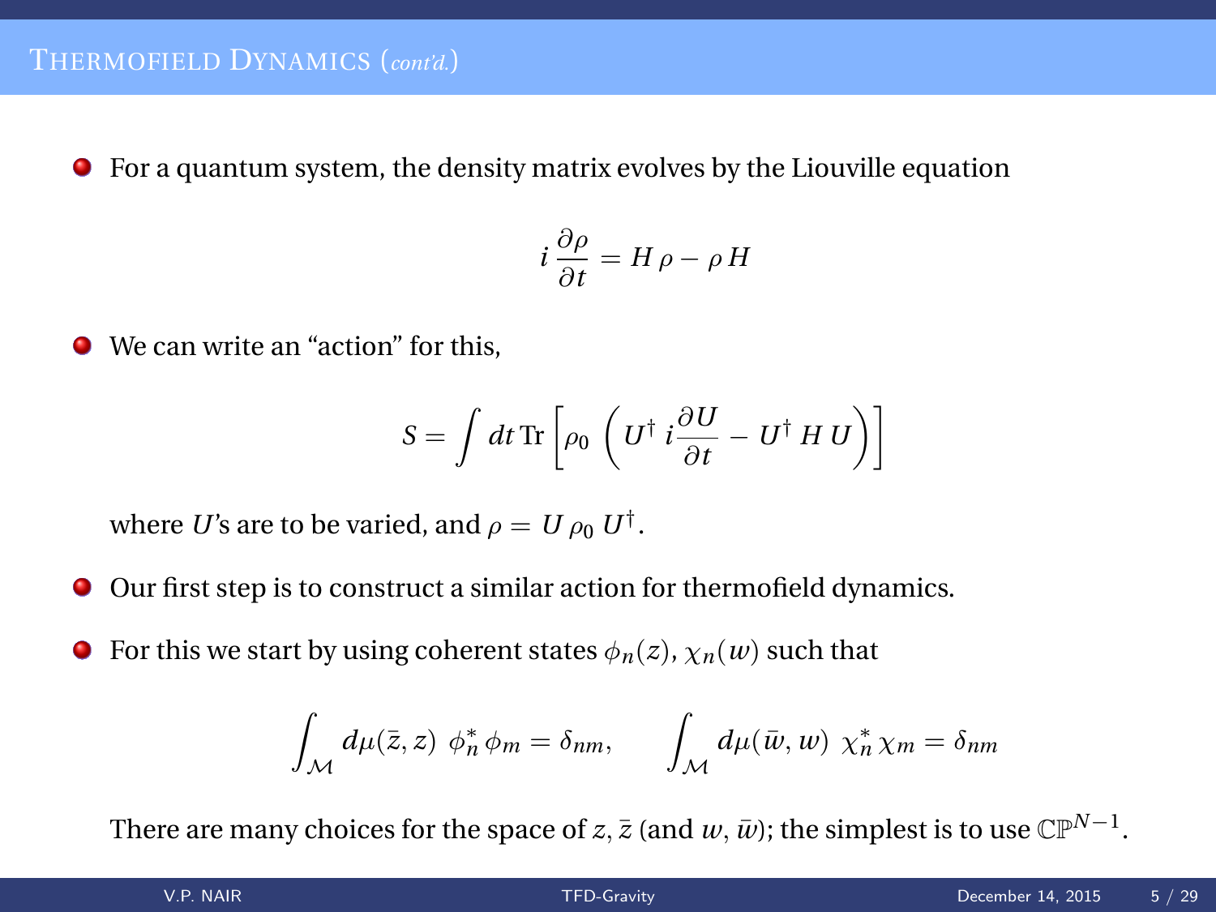## Thermofield Dynamics (*cont'd.*)

- For a quantum system, the density matrix evolves by the Liouville equation

$$i\,\frac{\partial \rho}{\partial t} = H\,\rho - \rho\,H$$

- We can write an "action" for this,

$$S = \int dt\,\mathrm{Tr}\left[\rho_0\,\left(U^\dagger\; i\frac{\partial U}{\partial t} - U^\dagger\,H\,U\right)\right]$$

  where $U$'s are to be varied, and $\rho = U\,\rho_0\,U^\dagger$.

- Our first step is to construct a similar action for thermofield dynamics.

- For this we start by using coherent states $\phi_n(z)$, $\chi_n(w)$ such that

$$\int_{\mathcal{M}} d\mu(\bar{z}, z)\;\phi_n^*\,\phi_m = \delta_{nm}, \qquad \int_{\mathcal{M}} d\mu(\bar{w}, w)\;\chi_n^*\,\chi_m = \delta_{nm}$$

  There are many choices for the space of $z, \bar{z}$ (and $w$, $\bar{w}$); the simplest is to use $\mathbb{CP}^{N-1}$.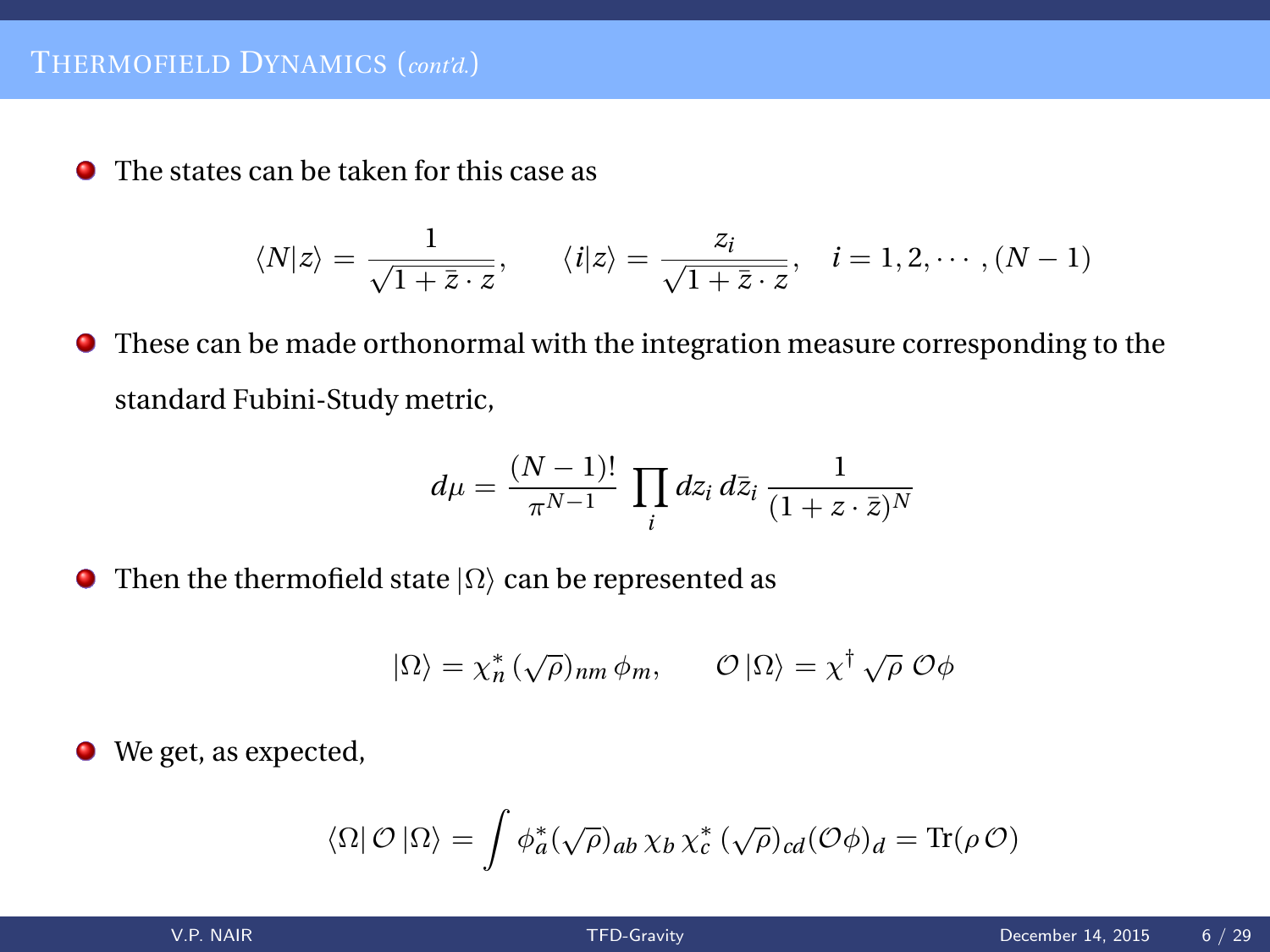# Thermofield Dynamics (*cont'd.*)

- The states can be taken for this case as

$$\langle N|z\rangle = \frac{1}{\sqrt{1+\bar{z}\cdot z}}, \qquad \langle i|z\rangle = \frac{z_i}{\sqrt{1+\bar{z}\cdot z}}, \quad i = 1, 2, \cdots, (N-1)$$

- These can be made orthonormal with the integration measure corresponding to the standard Fubini-Study metric,

$$d\mu = \frac{(N-1)!}{\pi^{N-1}} \prod_i dz_i \, d\bar{z}_i \, \frac{1}{(1+z\cdot\bar{z})^N}$$

- Then the thermofield state $|\Omega\rangle$ can be represented as

$$|\Omega\rangle = \chi_n^* \, (\sqrt{\rho})_{nm} \, \phi_m, \qquad \mathcal{O}\,|\Omega\rangle = \chi^\dagger \, \sqrt{\rho} \; \mathcal{O}\phi$$

- We get, as expected,

$$\langle\Omega|\, \mathcal{O}\, |\Omega\rangle = \int \phi_a^* (\sqrt{\rho})_{ab} \, \chi_b \, \chi_c^* \, (\sqrt{\rho})_{cd} (\mathcal{O}\phi)_d = \mathrm{Tr}(\rho\, \mathcal{O})$$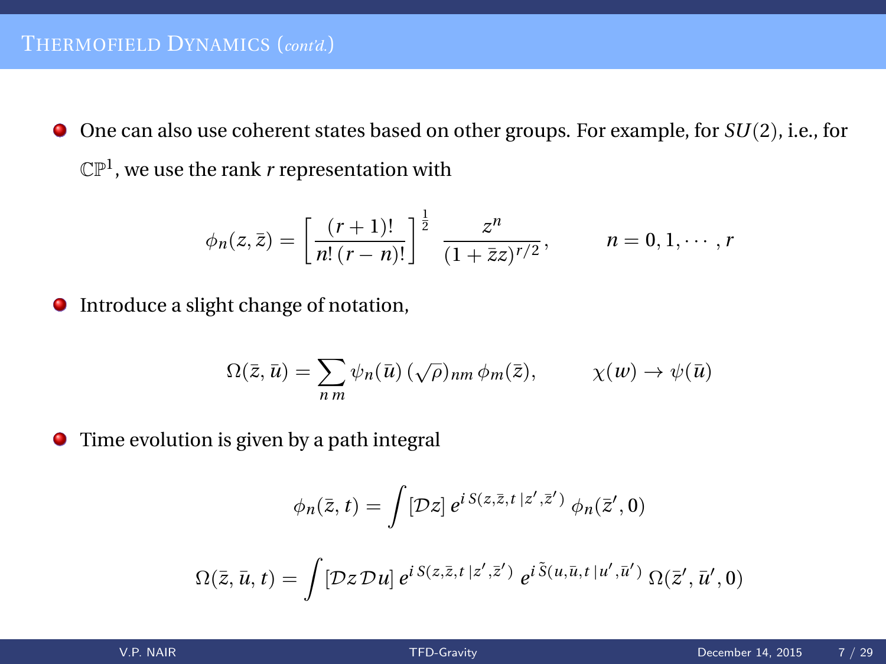# Thermofield Dynamics (*cont'd.*)

- One can also use coherent states based on other groups. For example, for $SU(2)$, i.e., for $\mathbb{CP}^1$, we use the rank $r$ representation with

$$\phi_n(z,\bar{z}) = \left[ \frac{(r+1)!}{n!\,(r-n)!} \right]^{\frac{1}{2}} \; \frac{z^n}{(1+\bar{z}z)^{r/2}}, \qquad n = 0, 1, \cdots, r$$

- Introduce a slight change of notation,

$$\Omega(\bar{z},\bar{u}) = \sum_{n\,m} \psi_n(\bar{u})\,(\sqrt{\rho})_{nm}\,\phi_m(\bar{z}), \qquad \chi(w) \to \psi(\bar{u})$$

- Time evolution is given by a path integral

$$\phi_n(\bar{z},t) = \int [\mathcal{D}z]\, e^{i\,S(z,\bar{z},t\,|z',\bar{z}')}\, \phi_n(\bar{z}',0)$$

$$\Omega(\bar{z},\bar{u},t) = \int [\mathcal{D}z\,\mathcal{D}u]\, e^{i\,S(z,\bar{z},t\,|z',\bar{z}')}\; e^{i\,\tilde{S}(u,\bar{u},t\,|u',\bar{u}')}\, \Omega(\bar{z}',\bar{u}',0)$$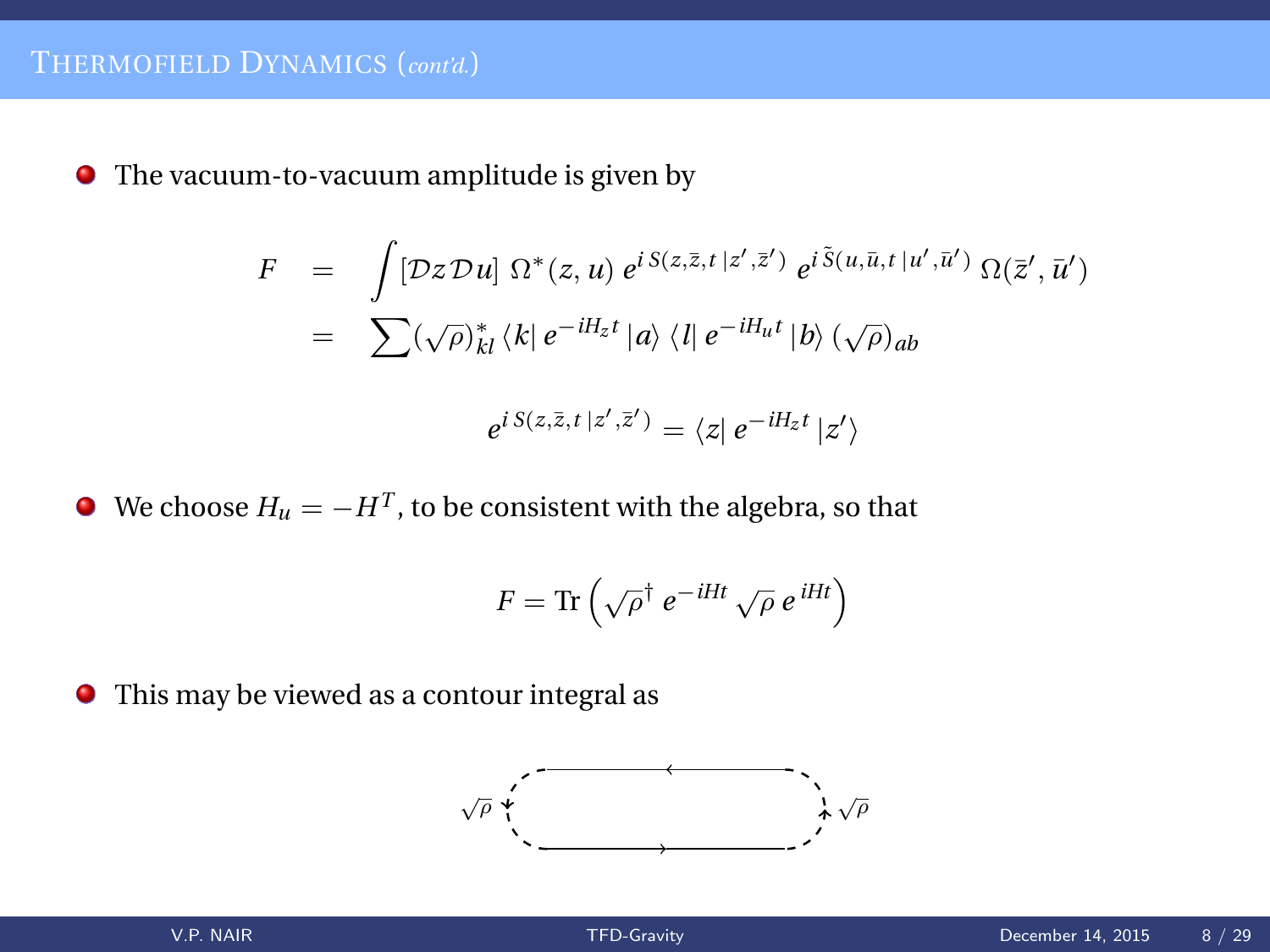## Thermofield Dynamics (*cont'd.*)

- The vacuum-to-vacuum amplitude is given by

$$
\begin{aligned}
F &= \int [\mathcal{D}z\,\mathcal{D}u]\; \Omega^*(z,u)\; e^{i\,S(z,\bar{z},t\,|z',\bar{z}')}\; e^{i\,\tilde{S}(u,\bar{u},t\,|u',\bar{u}')}\; \Omega(\bar{z}',\bar{u}') \\
&= \sum (\sqrt{\rho})^*_{kl}\, \langle k|\, e^{-iH_z t}\, |a\rangle\, \langle l|\, e^{-iH_u t}\, |b\rangle\, (\sqrt{\rho})_{ab}
\end{aligned}
$$

$$
e^{i\,S(z,\bar{z},t\,|z',\bar{z}')} = \langle z|\, e^{-iH_z t}\, |z'\rangle
$$

- We choose $H_u = -H^T$, to be consistent with the algebra, so that

$$
F = \mathrm{Tr}\left(\sqrt{\rho}^{\dagger}\, e^{-iHt}\, \sqrt{\rho}\, e^{iHt}\right)
$$

- This may be viewed as a contour integral as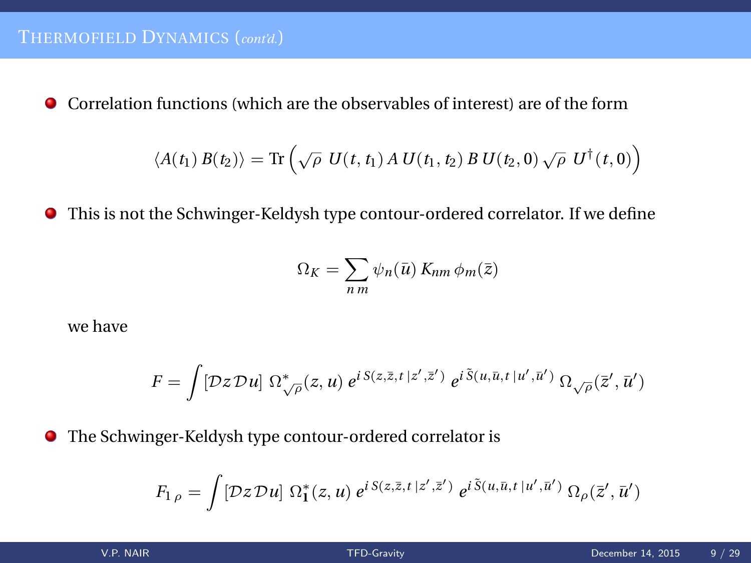## Thermofield Dynamics (*cont'd.*)

- Correlation functions (which are the observables of interest) are of the form

$$\langle A(t_1)\, B(t_2) \rangle = \text{Tr}\left( \sqrt{\rho}\; U(t, t_1)\, A\, U(t_1, t_2)\, B\, U(t_2, 0)\, \sqrt{\rho}\; U^\dagger(t, 0) \right)$$

- This is not the Schwinger-Keldysh type contour-ordered correlator. If we define

$$\Omega_K = \sum_{n\, m} \psi_n(\bar{u})\, K_{nm}\, \phi_m(\bar{z})$$

we have

$$F = \int [\mathcal{D}z\, \mathcal{D}u]\; \Omega^*_{\sqrt{\rho}}(z, u)\; e^{i\, S(z, \bar{z}, t\, |z', \bar{z}')}\; e^{i\, \tilde{S}(u, \bar{u}, t\, |u', \bar{u}')}\; \Omega_{\sqrt{\rho}}(\bar{z}', \bar{u}')$$

- The Schwinger-Keldysh type contour-ordered correlator is

$$F_{1\, \rho} = \int [\mathcal{D}z\, \mathcal{D}u]\; \Omega^*_{\mathbf{1}}(z, u)\; e^{i\, S(z, \bar{z}, t\, |z', \bar{z}')}\; e^{i\, \tilde{S}(u, \bar{u}, t\, |u', \bar{u}')}\; \Omega_{\rho}(\bar{z}', \bar{u}')$$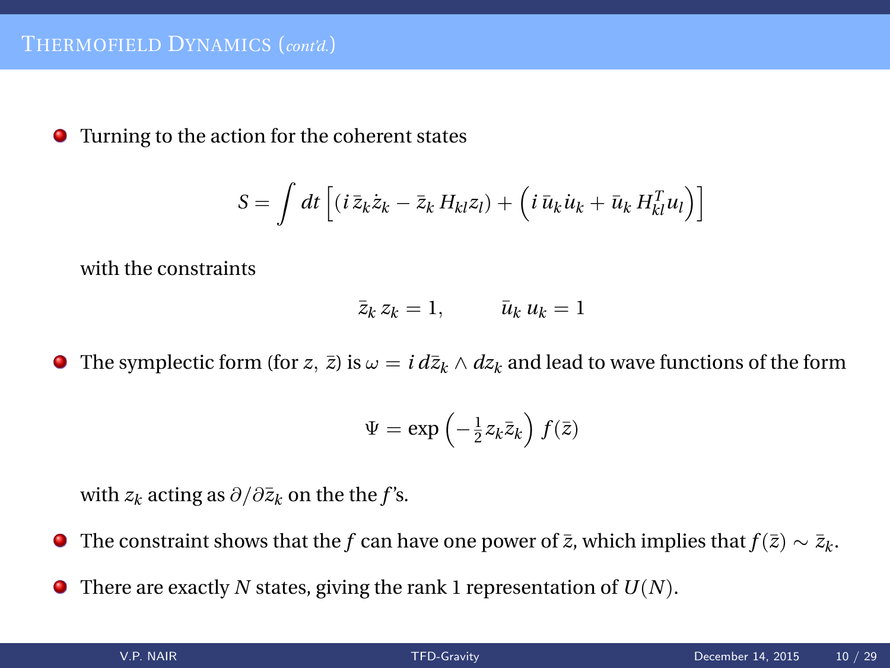## Thermofield Dynamics (*cont'd.*)

- Turning to the action for the coherent states

$$S = \int dt \left[ (i\, \bar{z}_k \dot{z}_k - \bar{z}_k\, H_{kl} z_l) + \left( i\, \bar{u}_k \dot{u}_k + \bar{u}_k\, H^T_{kl} u_l \right) \right]$$

  with the constraints

$$\bar{z}_k\, z_k = 1, \qquad \bar{u}_k\, u_k = 1$$

- The symplectic form (for $z,\ \bar{z}$) is $\omega = i\, d\bar{z}_k \wedge dz_k$ and lead to wave functions of the form

$$\Psi = \exp\left( -\tfrac{1}{2} z_k \bar{z}_k \right)\, f(\bar{z})$$

  with $z_k$ acting as $\partial / \partial \bar{z}_k$ on the the $f$'s.

- The constraint shows that the $f$ can have one power of $\bar{z}$, which implies that $f(\bar{z}) \sim \bar{z}_k$.
- There are exactly $N$ states, giving the rank 1 representation of $U(N)$.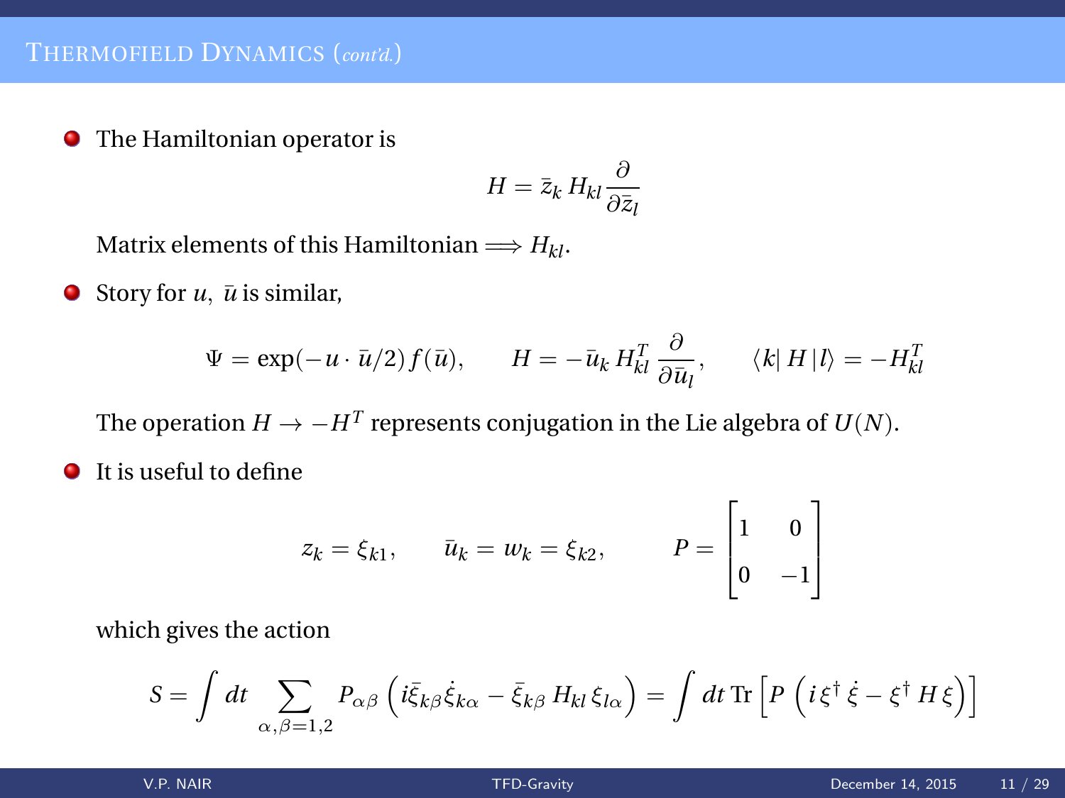## Thermofield Dynamics (*cont'd.*)

- The Hamiltonian operator is

$$H = \bar{z}_k \, H_{kl} \frac{\partial}{\partial \bar{z}_l}$$

Matrix elements of this Hamiltonian $\Longrightarrow H_{kl}$.

- Story for $u, \; \bar{u}$ is similar,

$$\Psi = \exp(-u \cdot \bar{u}/2) \, f(\bar{u}), \qquad H = -\bar{u}_k \, H^T_{kl} \, \frac{\partial}{\partial \bar{u}_l}, \qquad \langle k | \, H \, | l \rangle = -H^T_{kl}$$

The operation $H \to -H^T$ represents conjugation in the Lie algebra of $U(N)$.

- It is useful to define

$$z_k = \xi_{k1}, \qquad \bar{u}_k = w_k = \xi_{k2}, \qquad P = \begin{bmatrix} 1 & 0 \\ 0 & -1 \end{bmatrix}$$

which gives the action

$$S = \int dt \sum_{\alpha, \beta = 1,2} P_{\alpha\beta} \left( i \bar{\xi}_{k\beta} \dot{\xi}_{k\alpha} - \bar{\xi}_{k\beta} \, H_{kl} \, \xi_{l\alpha} \right) = \int dt \, \mathrm{Tr} \left[ P \, \left( i \, \xi^\dagger \, \dot{\xi} - \xi^\dagger \, H \, \xi \right) \right]$$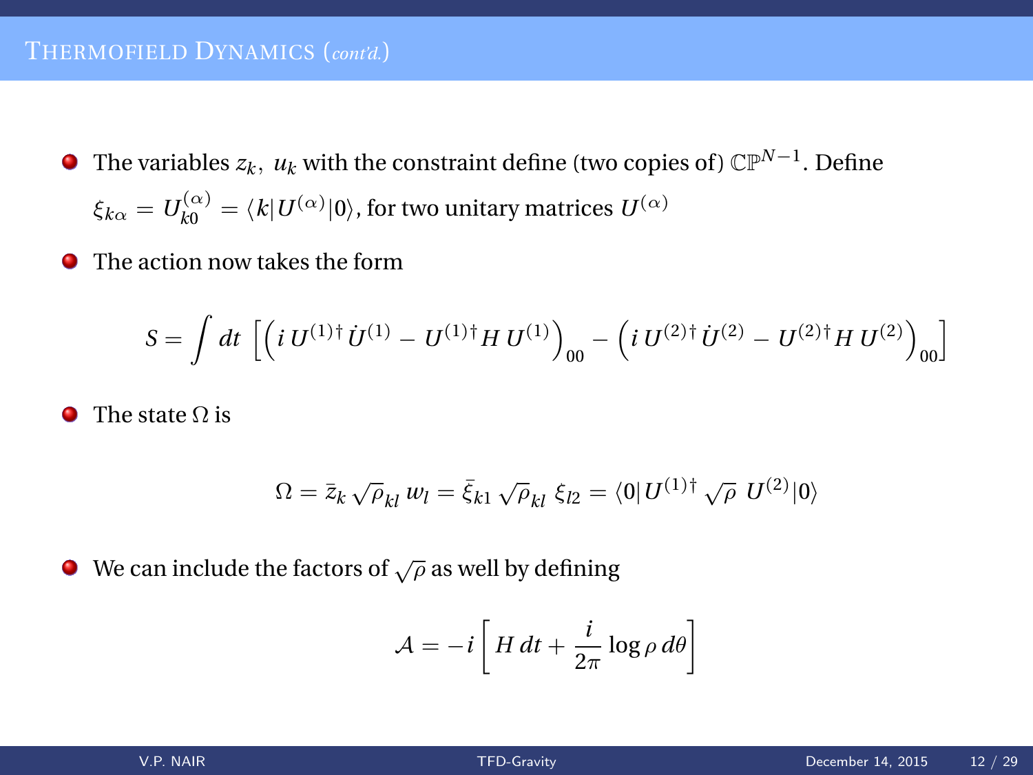## Thermofield Dynamics (*cont'd.*)

- The variables $z_k,\ u_k$ with the constraint define (two copies of) $\mathbb{CP}^{N-1}$. Define $\xi_{k\alpha} = U^{(\alpha)}_{k0} = \langle k|U^{(\alpha)}|0\rangle$, for two unitary matrices $U^{(\alpha)}$
- The action now takes the form

$$S = \int dt\ \left[ \left( i\, U^{(1)\dagger}\, \dot{U}^{(1)} - U^{(1)\dagger} H\, U^{(1)} \right)_{00} - \left( i\, U^{(2)\dagger}\, \dot{U}^{(2)} - U^{(2)\dagger} H\, U^{(2)} \right)_{00} \right]$$

- The state $\Omega$ is

$$\Omega = \bar{z}_k \sqrt{\rho}_{kl}\, w_l = \bar{\xi}_{k1} \sqrt{\rho}_{kl}\ \xi_{l2} = \langle 0| U^{(1)\dagger} \sqrt{\rho}\ U^{(2)}|0\rangle$$

- We can include the factors of $\sqrt{\rho}$ as well by defining

$$\mathcal{A} = -i \left[ H\, dt + \frac{i}{2\pi} \log \rho\, d\theta \right]$$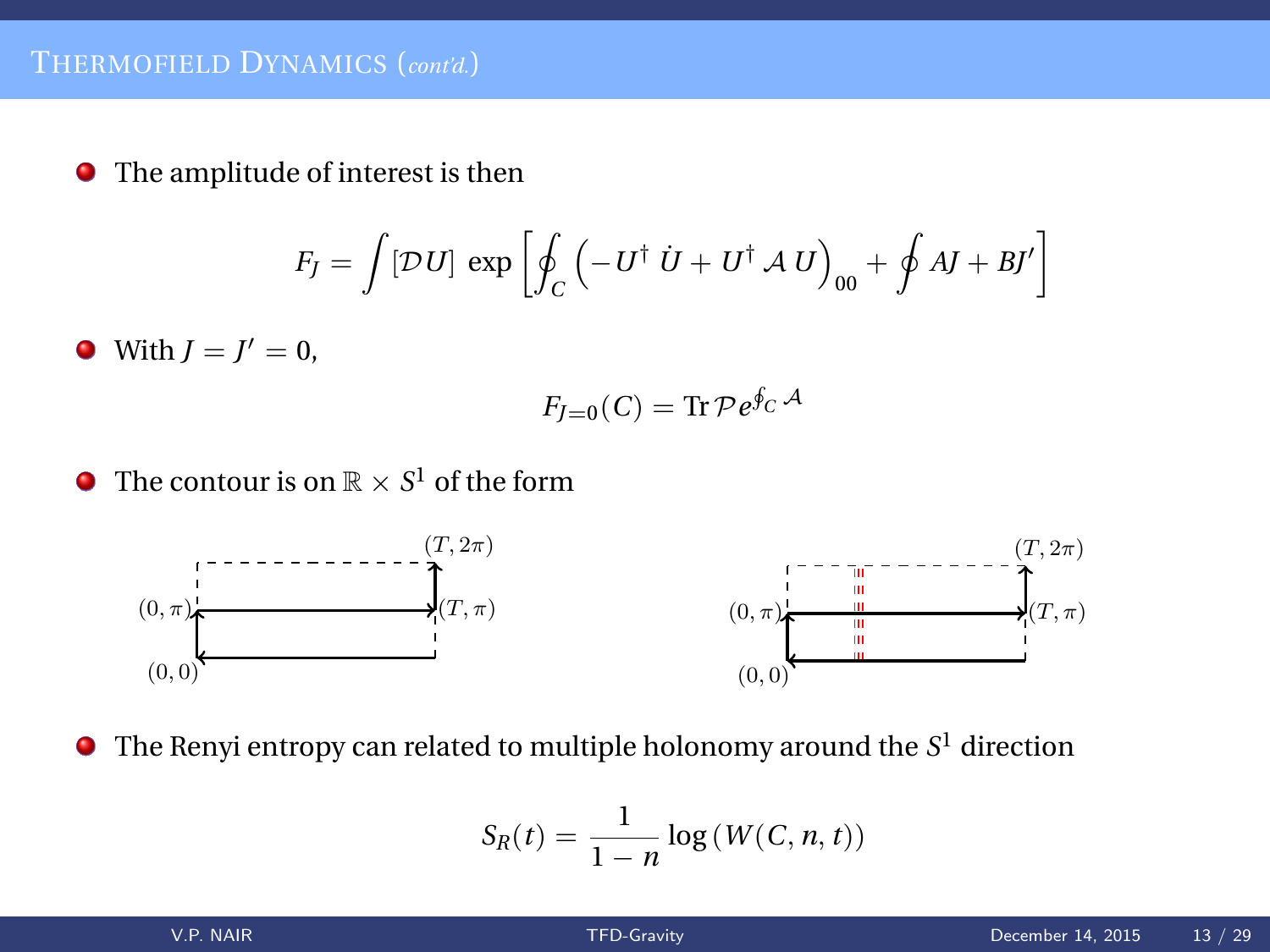# Thermofield Dynamics (*cont'd.*)

- The amplitude of interest is then

$$F_J = \int [\mathcal{D}U] \, \exp\left[ \oint_C \left( -U^\dagger \, \dot{U} + U^\dagger \, \mathcal{A} \, U \right)_{00} + \oint AJ + BJ' \right]$$

- With $J = J' = 0$,

$$F_{J=0}(C) = \operatorname{Tr} \mathcal{P} e^{\oint_C \mathcal{A}}$$

- The contour is on $\mathbb{R} \times S^1$ of the form

- The Renyi entropy can related to multiple holonomy around the $S^1$ direction

$$S_R(t) = \frac{1}{1-n} \log\left( W(C, n, t) \right)$$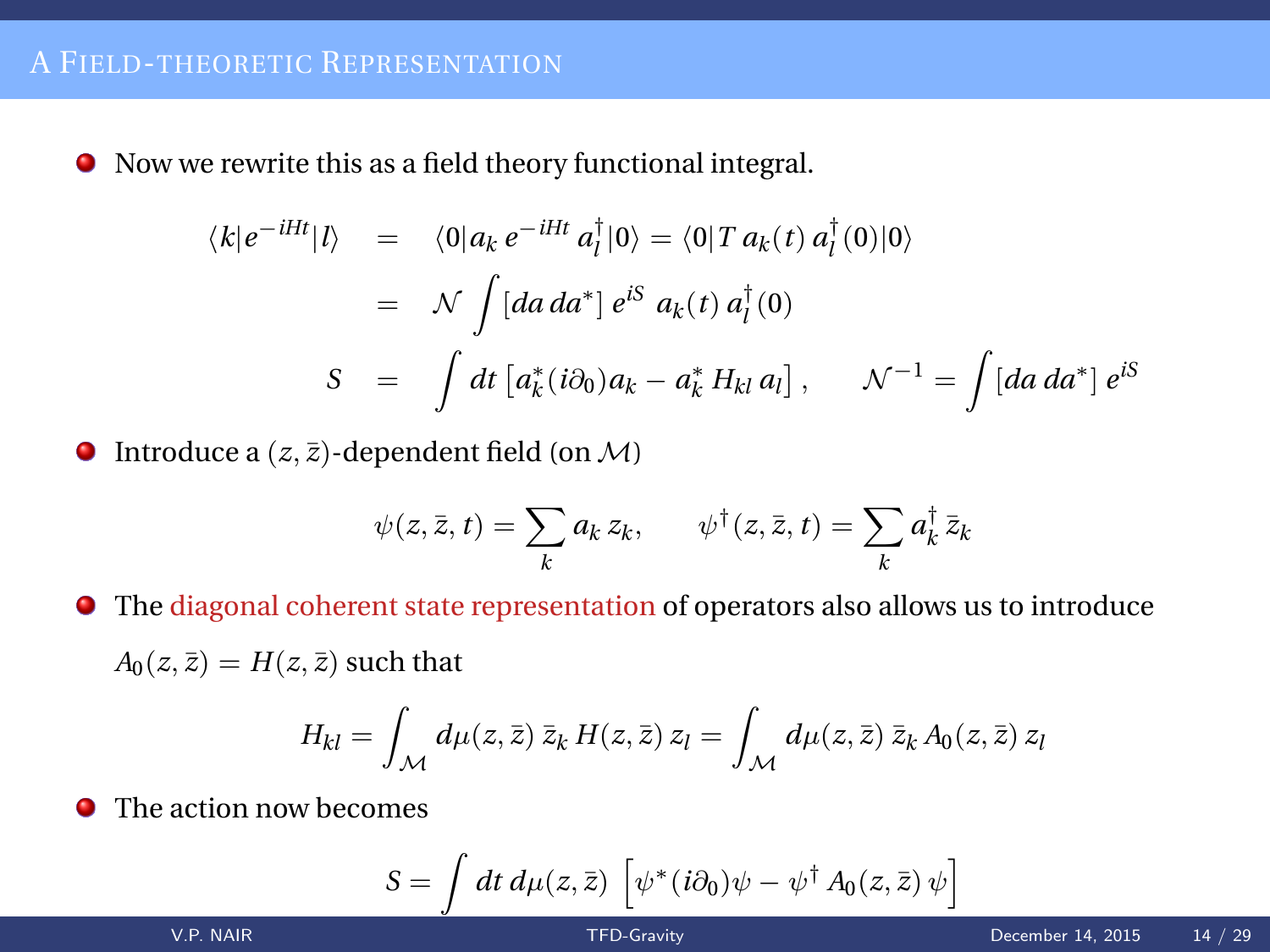## A Field-theoretic Representation

- Now we rewrite this as a field theory functional integral.

$$
\begin{aligned}
\langle k| e^{-iHt} |l\rangle &= \langle 0| a_k \, e^{-iHt} \, a_l^\dagger |0\rangle = \langle 0| T \, a_k(t) \, a_l^\dagger(0) |0\rangle \\
&= \mathcal{N} \int [da \, da^*] \, e^{iS} \; a_k(t) \, a_l^\dagger(0) \\
S &= \int dt \left[ a_k^* (i\partial_0) a_k - a_k^* \, H_{kl} \, a_l \right], \qquad \mathcal{N}^{-1} = \int [da \, da^*] \, e^{iS}
\end{aligned}
$$

- Introduce a $(z, \bar{z})$-dependent field (on $\mathcal{M}$)

$$
\psi(z, \bar{z}, t) = \sum_k a_k \, z_k, \qquad \psi^\dagger(z, \bar{z}, t) = \sum_k a_k^\dagger \, \bar{z}_k
$$

- The diagonal coherent state representation of operators also allows us to introduce $A_0(z, \bar{z}) = H(z, \bar{z})$ such that

$$
H_{kl} = \int_{\mathcal{M}} d\mu(z, \bar{z}) \, \bar{z}_k \, H(z, \bar{z}) \, z_l = \int_{\mathcal{M}} d\mu(z, \bar{z}) \, \bar{z}_k \, A_0(z, \bar{z}) \, z_l
$$

- The action now becomes

$$
S = \int dt \, d\mu(z, \bar{z}) \; \left[ \psi^* (i\partial_0) \psi - \psi^\dagger \, A_0(z, \bar{z}) \, \psi \right]
$$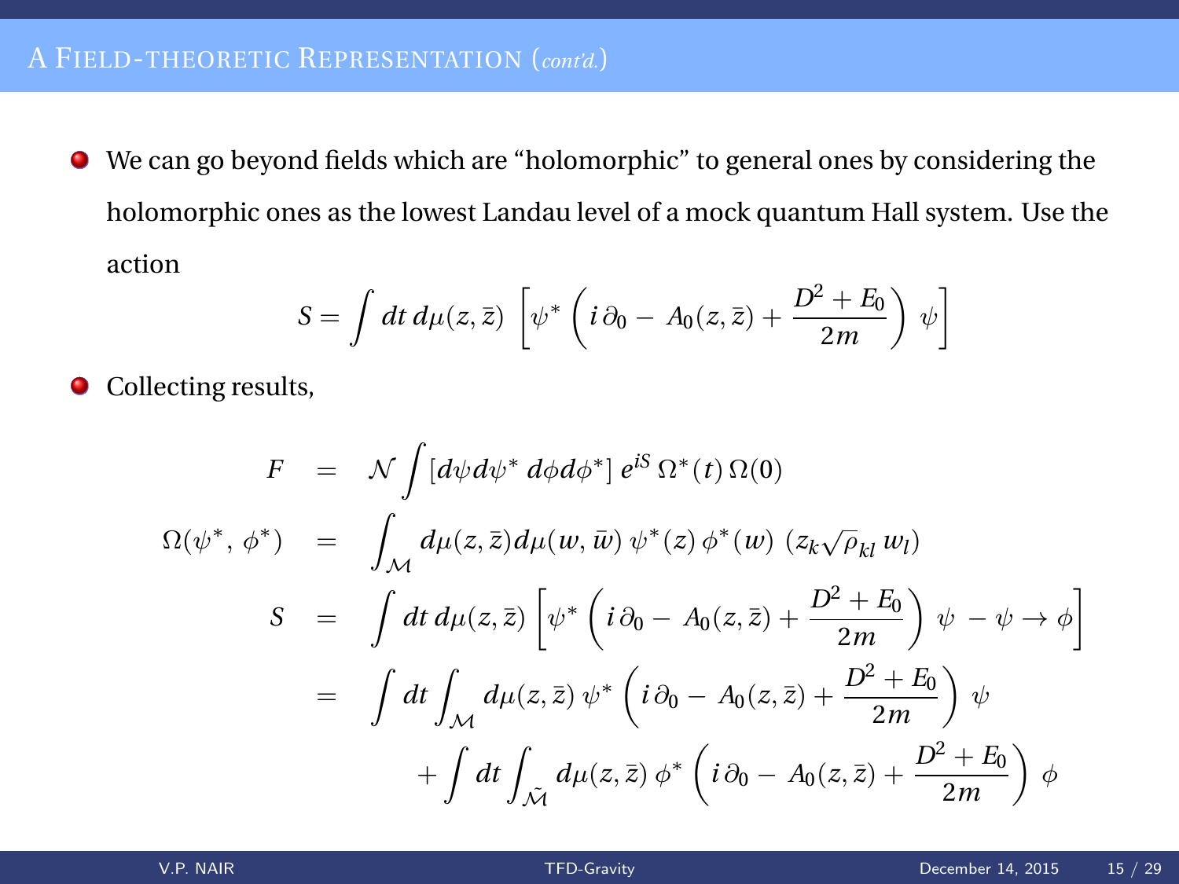## A Field-theoretic Representation (*cont'd.*)

- We can go beyond fields which are "holomorphic" to general ones by considering the holomorphic ones as the lowest Landau level of a mock quantum Hall system. Use the action

$$
S = \int dt\, d\mu(z, \bar{z}) \left[ \psi^* \left( i\,\partial_0 - A_0(z, \bar{z}) + \frac{D^2 + E_0}{2m} \right) \psi \right]
$$

- Collecting results,

$$
\begin{aligned}
F &= \mathcal{N} \int [d\psi d\psi^*\, d\phi d\phi^*]\, e^{iS}\, \Omega^*(t)\, \Omega(0) \\
\Omega(\psi^*, \phi^*) &= \int_{\mathcal{M}} d\mu(z, \bar{z}) d\mu(w, \bar{w})\, \psi^*(z)\, \phi^*(w)\ (z_k \sqrt{\rho}_{kl}\, w_l) \\
S &= \int dt\, d\mu(z, \bar{z}) \left[ \psi^* \left( i\,\partial_0 - A_0(z, \bar{z}) + \frac{D^2 + E_0}{2m} \right) \psi\ - \psi \to \phi \right] \\
&= \int dt \int_{\mathcal{M}} d\mu(z, \bar{z})\, \psi^* \left( i\,\partial_0 - A_0(z, \bar{z}) + \frac{D^2 + E_0}{2m} \right) \psi \\
&\qquad + \int dt \int_{\tilde{\mathcal{M}}} d\mu(z, \bar{z})\, \phi^* \left( i\,\partial_0 - A_0(z, \bar{z}) + \frac{D^2 + E_0}{2m} \right) \phi
\end{aligned}
$$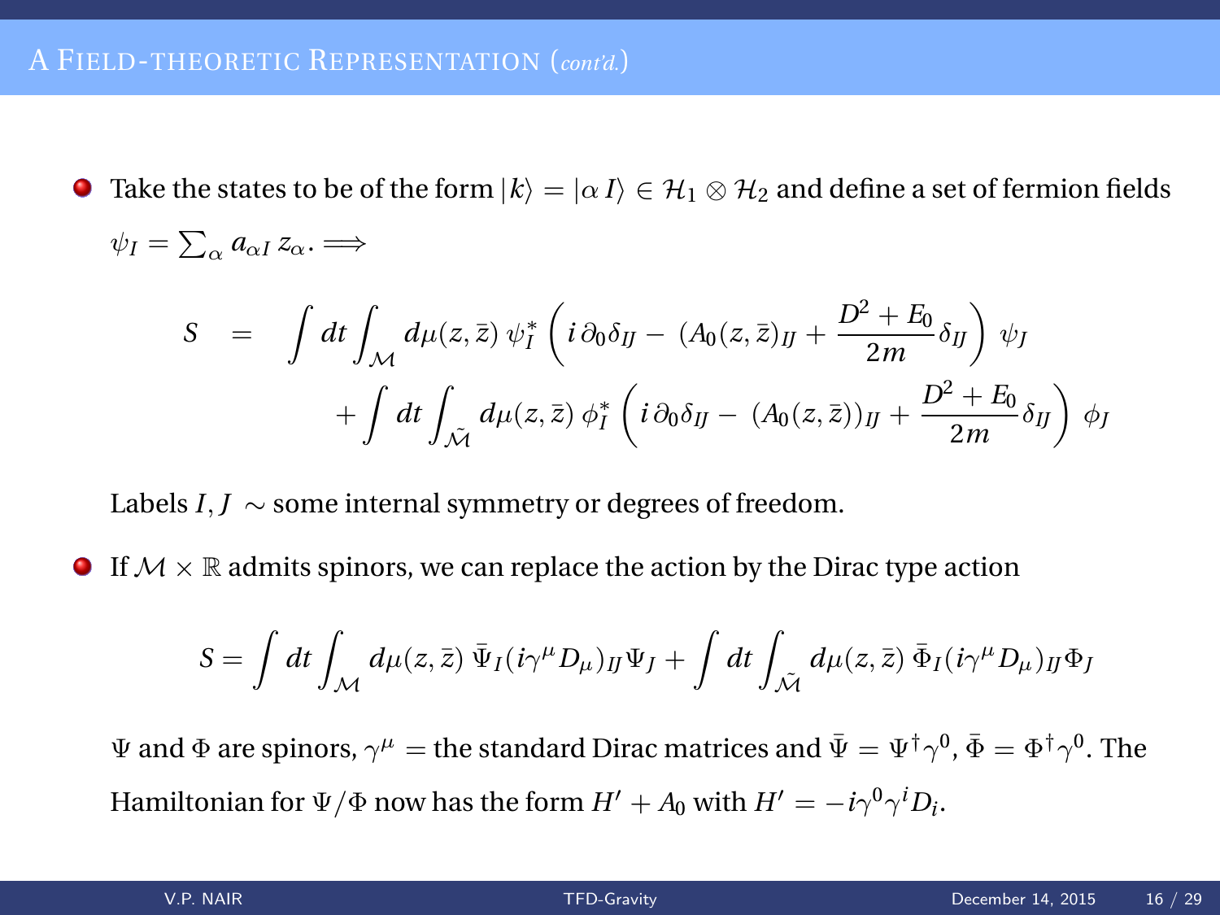## A Field-theoretic Representation (*cont'd.*)

- Take the states to be of the form $|k\rangle = |\alpha\, I\rangle \in \mathcal{H}_1 \otimes \mathcal{H}_2$ and define a set of fermion fields $\psi_I = \sum_\alpha a_{\alpha I}\, z_\alpha.$ $\Longrightarrow$

$$
\begin{aligned}
S \;&=\; \int dt \int_{\mathcal{M}} d\mu(z,\bar{z})\, \psi_I^* \left( i\,\partial_0 \delta_{IJ} - \, (A_0(z,\bar{z})_{IJ} + \frac{D^2 + E_0}{2m}\delta_{IJ} \right)\, \psi_J \\
&\quad + \int dt \int_{\tilde{\mathcal{M}}} d\mu(z,\bar{z})\, \phi_I^* \left( i\,\partial_0 \delta_{IJ} - \, (A_0(z,\bar{z}))_{IJ} + \frac{D^2 + E_0}{2m}\delta_{IJ} \right)\, \phi_J
\end{aligned}
$$

  Labels $I, J \sim$ some internal symmetry or degrees of freedom.

- If $\mathcal{M} \times \mathbb{R}$ admits spinors, we can replace the action by the Dirac type action

$$
S = \int dt \int_{\mathcal{M}} d\mu(z,\bar{z})\, \bar{\Psi}_I (i\gamma^\mu D_\mu)_{IJ} \Psi_J + \int dt \int_{\tilde{\mathcal{M}}} d\mu(z,\bar{z})\, \bar{\Phi}_I (i\gamma^\mu D_\mu)_{IJ} \Phi_J
$$

  $\Psi$ and $\Phi$ are spinors, $\gamma^\mu =$ the standard Dirac matrices and $\bar{\Psi} = \Psi^\dagger \gamma^0$, $\bar{\Phi} = \Phi^\dagger \gamma^0$. The Hamiltonian for $\Psi/\Phi$ now has the form $H' + A_0$ with $H' = -i\gamma^0\gamma^i D_i$.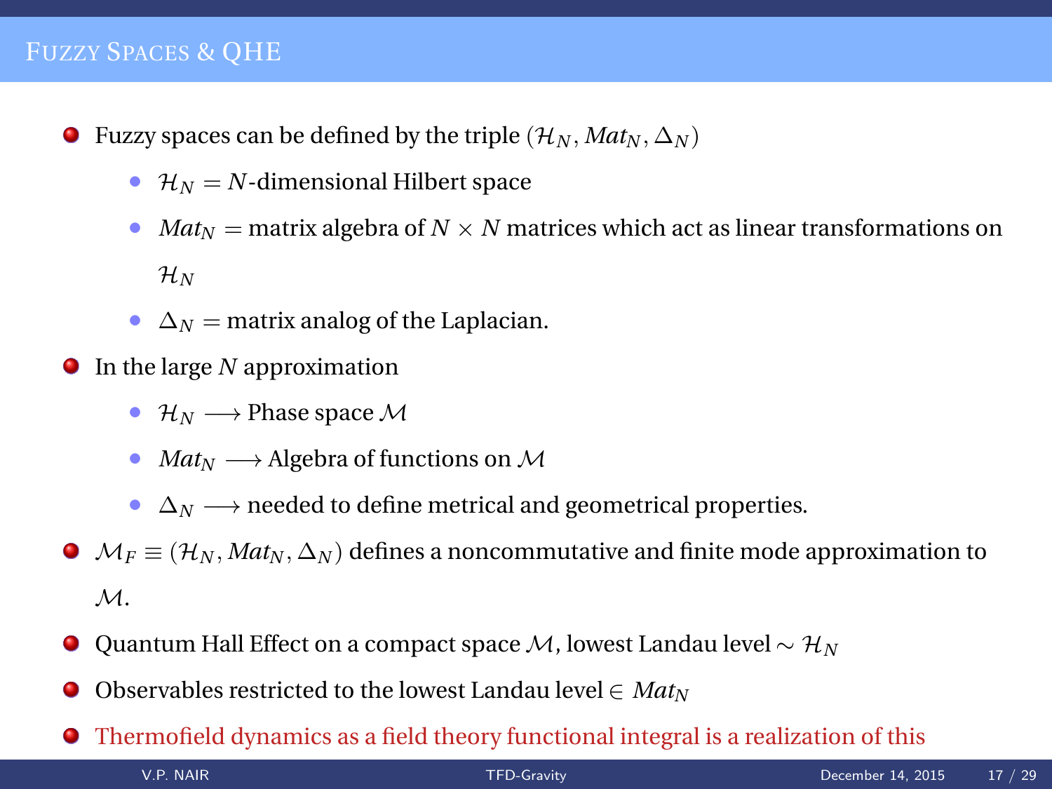## Fuzzy Spaces & QHE

- Fuzzy spaces can be defined by the triple $(\mathcal{H}_N, Mat_N, \Delta_N)$
  - $\mathcal{H}_N = N$-dimensional Hilbert space
  - $Mat_N =$ matrix algebra of $N \times N$ matrices which act as linear transformations on $\mathcal{H}_N$
  - $\Delta_N =$ matrix analog of the Laplacian.
- In the large $N$ approximation
  - $\mathcal{H}_N \longrightarrow$ Phase space $\mathcal{M}$
  - $Mat_N \longrightarrow$ Algebra of functions on $\mathcal{M}$
  - $\Delta_N \longrightarrow$ needed to define metrical and geometrical properties.
- $\mathcal{M}_F \equiv (\mathcal{H}_N, Mat_N, \Delta_N)$ defines a noncommutative and finite mode approximation to $\mathcal{M}$.
- Quantum Hall Effect on a compact space $\mathcal{M}$, lowest Landau level $\sim \mathcal{H}_N$
- Observables restricted to the lowest Landau level $\in Mat_N$
- Thermofield dynamics as a field theory functional integral is a realization of this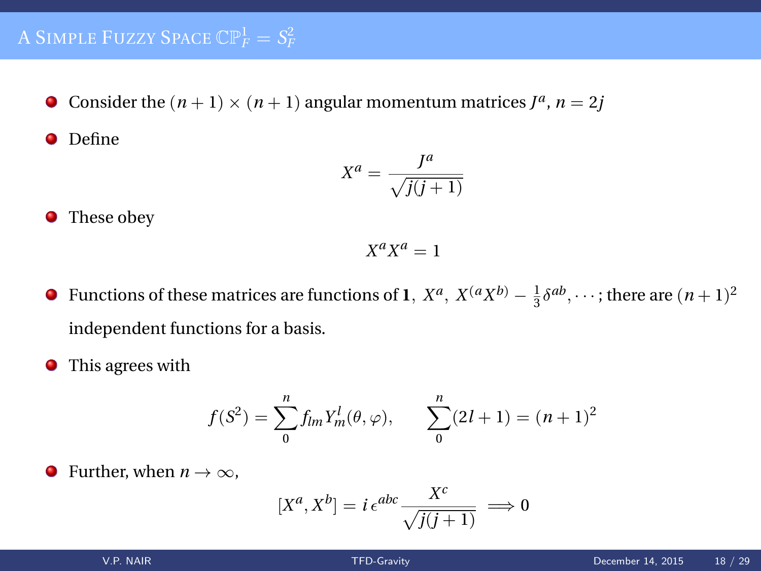# A Simple Fuzzy Space $\mathbb{CP}^1_F = S^2_F$

- Consider the $(n+1) \times (n+1)$ angular momentum matrices $J^a$, $n = 2j$
- Define

$$X^a = \frac{J^a}{\sqrt{j(j+1)}}$$

- These obey

$$X^a X^a = 1$$

- Functions of these matrices are functions of $\mathbf{1},\ X^a,\ X^{(a}X^{b)} - \frac{1}{3}\delta^{ab}, \cdots$; there are $(n+1)^2$ independent functions for a basis.
- This agrees with

$$f(S^2) = \sum_0^n f_{lm} Y^l_m(\theta, \varphi), \qquad \sum_0^n (2l+1) = (n+1)^2$$

- Further, when $n \to \infty$,

$$[X^a, X^b] = i\,\epsilon^{abc} \frac{X^c}{\sqrt{j(j+1)}} \implies 0$$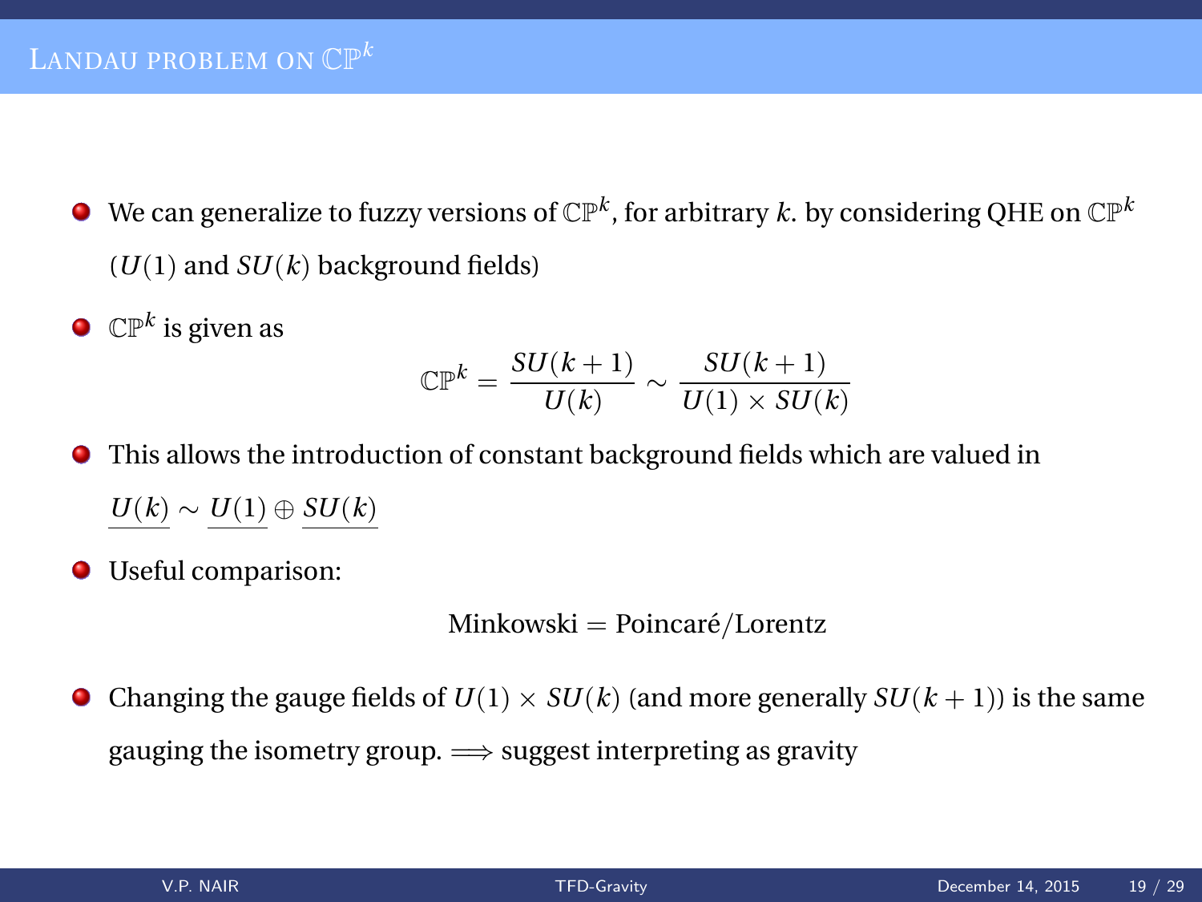# Landau problem on $\mathbb{CP}^k$

- We can generalize to fuzzy versions of $\mathbb{CP}^k$, for arbitrary $k$. by considering QHE on $\mathbb{CP}^k$ ($U(1)$ and $SU(k)$ background fields)
- $\mathbb{CP}^k$ is given as

$$\mathbb{CP}^k = \frac{SU(k+1)}{U(k)} \sim \frac{SU(k+1)}{U(1) \times SU(k)}$$

- This allows the introduction of constant background fields which are valued in $\underline{U(k)} \sim \underline{U(1)} \oplus \underline{SU(k)}$
- Useful comparison:

$$\text{Minkowski} = \text{Poincaré}/\text{Lorentz}$$

- Changing the gauge fields of $U(1) \times SU(k)$ (and more generally $SU(k+1)$) is the same gauging the isometry group. $\Longrightarrow$ suggest interpreting as gravity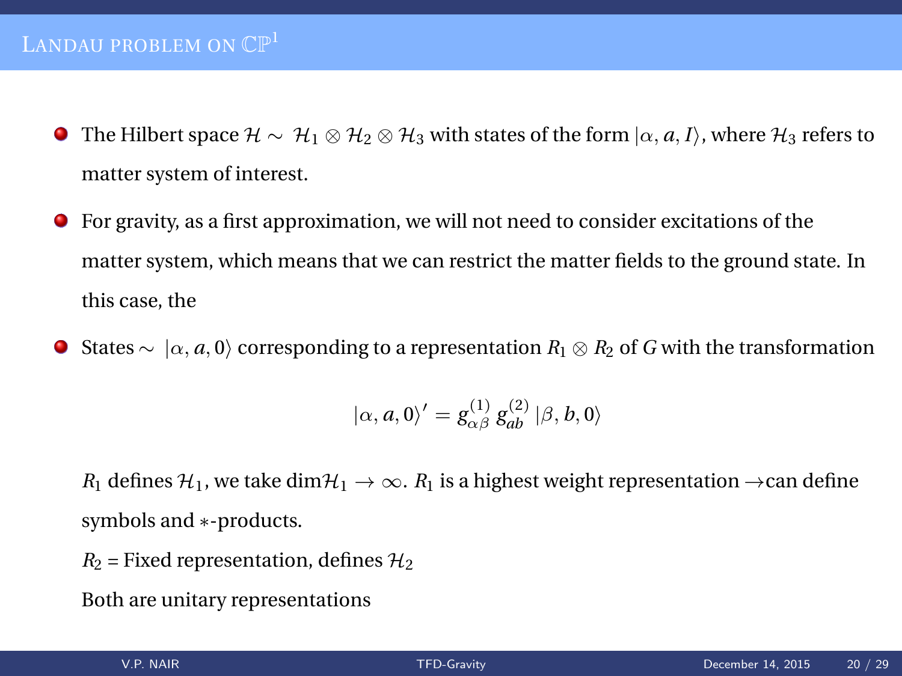# Landau problem on $\mathbb{CP}^1$

- The Hilbert space $\mathcal{H} \sim \mathcal{H}_1 \otimes \mathcal{H}_2 \otimes \mathcal{H}_3$ with states of the form $|\alpha, a, I\rangle$, where $\mathcal{H}_3$ refers to matter system of interest.
- For gravity, as a first approximation, we will not need to consider excitations of the matter system, which means that we can restrict the matter fields to the ground state. In this case, the
- States $\sim |\alpha, a, 0\rangle$ corresponding to a representation $R_1 \otimes R_2$ of $G$ with the transformation

$$|\alpha, a, 0\rangle' = g^{(1)}_{\alpha\beta}\, g^{(2)}_{ab}\, |\beta, b, 0\rangle$$

  $R_1$ defines $\mathcal{H}_1$, we take $\dim\mathcal{H}_1 \to \infty$. $R_1$ is a highest weight representation $\rightarrow$can define symbols and $*$-products.

  $R_2$ = Fixed representation, defines $\mathcal{H}_2$

  Both are unitary representations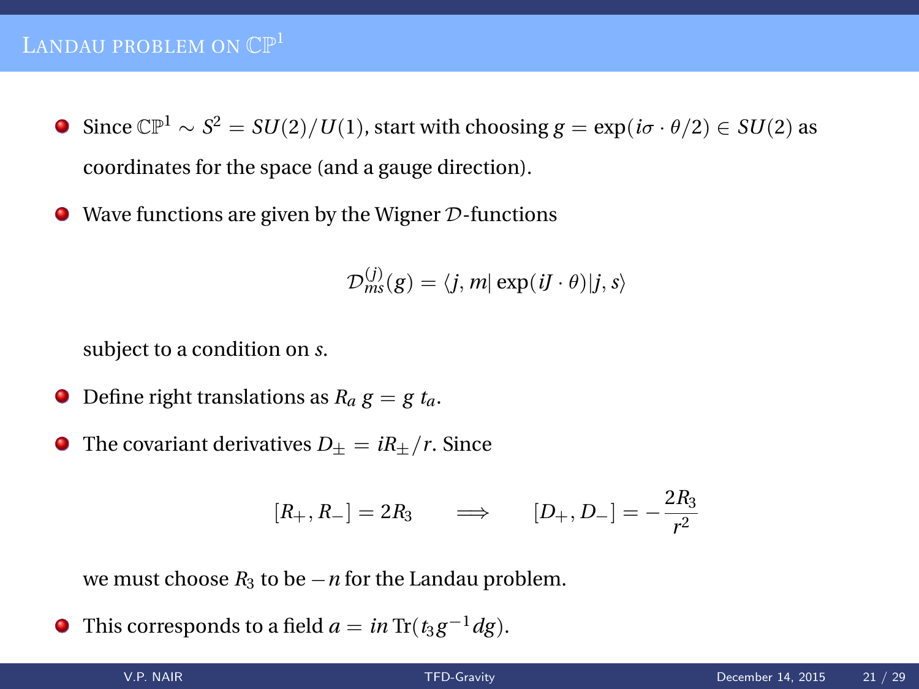# Landau problem on $\mathbb{CP}^1$

- Since $\mathbb{CP}^1 \sim S^2 = SU(2)/U(1)$, start with choosing $g = \exp(i\sigma \cdot \theta/2) \in SU(2)$ as coordinates for the space (and a gauge direction).
- Wave functions are given by the Wigner $\mathcal{D}$-functions

  $$\mathcal{D}^{(j)}_{ms}(g) = \langle j, m|\exp(iJ \cdot \theta)|j, s\rangle$$

  subject to a condition on $s$.
- Define right translations as $R_a\, g = g\, t_a$.
- The covariant derivatives $D_\pm = iR_\pm/r$. Since

  $$[R_+, R_-] = 2R_3 \qquad \Longrightarrow \qquad [D_+, D_-] = -\frac{2R_3}{r^2}$$

  we must choose $R_3$ to be $-n$ for the Landau problem.
- This corresponds to a field $a = in\,\mathrm{Tr}(t_3 g^{-1} dg)$.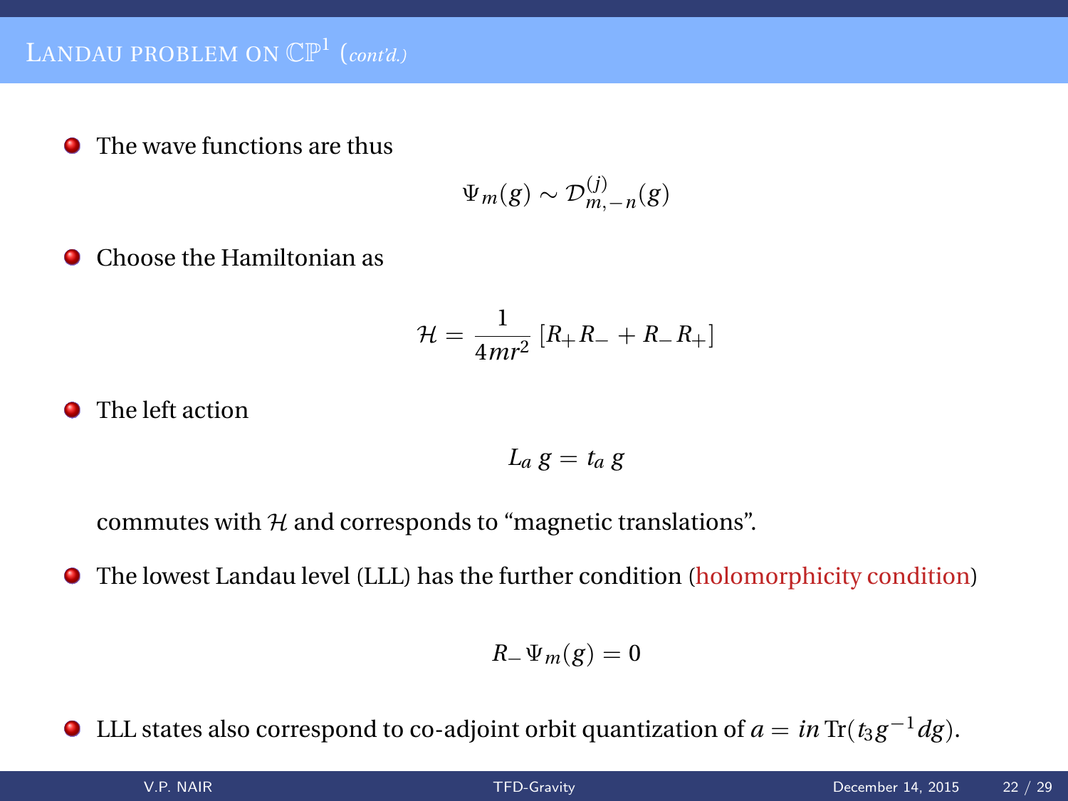## Landau problem on $\mathbb{CP}^1$ (*cont'd.*)

- The wave functions are thus

$$\Psi_m(g) \sim \mathcal{D}^{(j)}_{m,-n}(g)$$

- Choose the Hamiltonian as

$$\mathcal{H} = \frac{1}{4mr^2}\left[R_+ R_- + R_- R_+\right]$$

- The left action

$$L_a\, g = t_a\, g$$

  commutes with $\mathcal{H}$ and corresponds to "magnetic translations".

- The lowest Landau level (LLL) has the further condition (holomorphicity condition)

$$R_-\, \Psi_m(g) = 0$$

- LLL states also correspond to co-adjoint orbit quantization of $a = in\, \mathrm{Tr}(t_3 g^{-1} dg)$.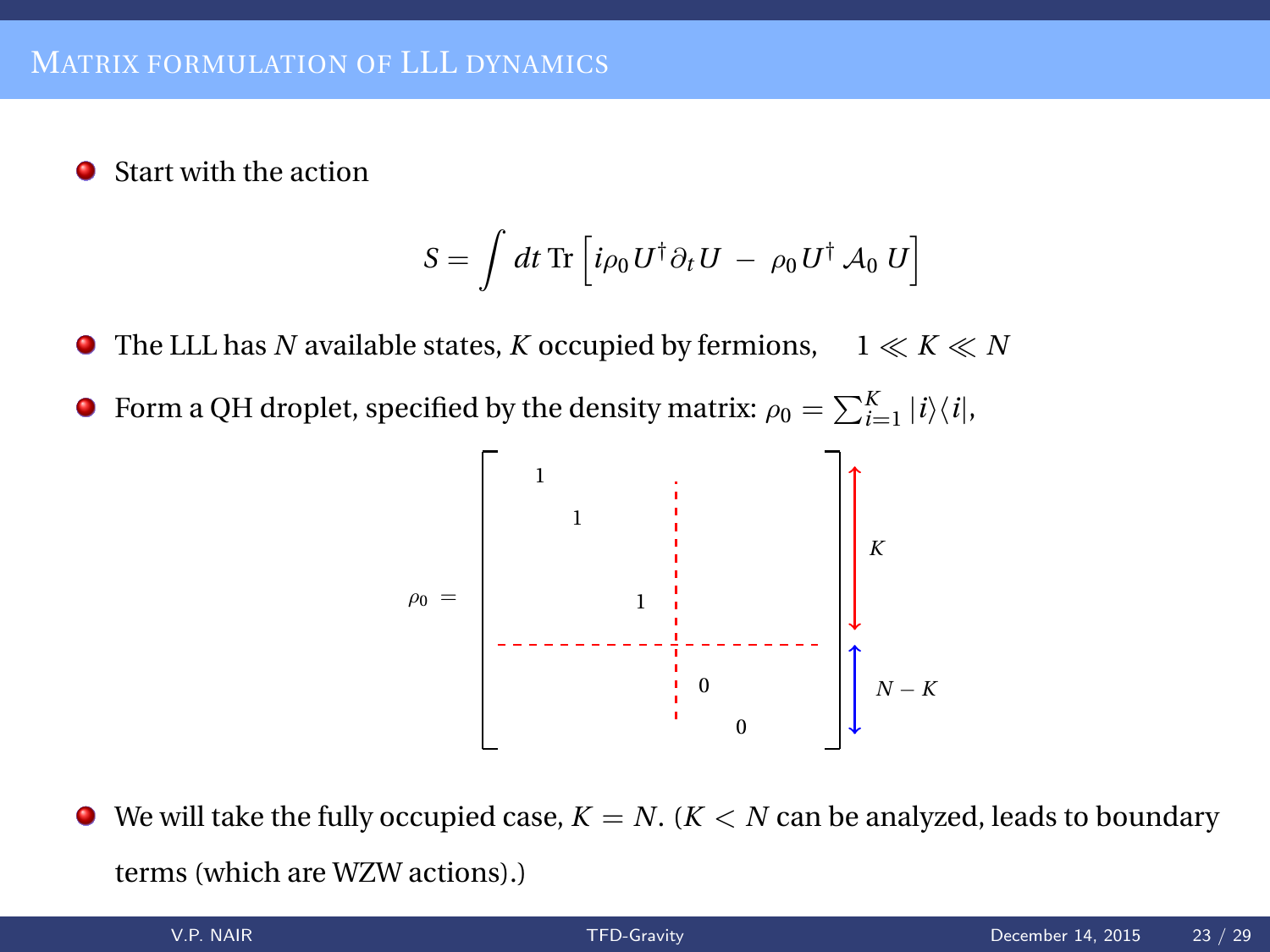## Matrix formulation of LLL dynamics

- Start with the action

$$S = \int dt \, \mathrm{Tr} \left[ i\rho_0 U^\dagger \partial_t U \; - \; \rho_0 U^\dagger \mathcal{A}_0 \, U \right]$$

- The LLL has $N$ available states, $K$ occupied by fermions, $\quad 1 \ll K \ll N$
- Form a QH droplet, specified by the density matrix: $\rho_0 = \sum_{i=1}^{K} |i\rangle\langle i|$,

$$\rho_0 = \left[ \begin{array}{ccc|cc} 1 & & & & \\ & 1 & & & \\ & & 1 & & \\ \hline & & & 0 & \\ & & & & 0 \end{array} \right] \begin{array}{l} \uparrow K \\ \\ \\ \uparrow N-K \\ \end{array}$$

- We will take the fully occupied case, $K = N$. ($K < N$ can be analyzed, leads to boundary terms (which are WZW actions).)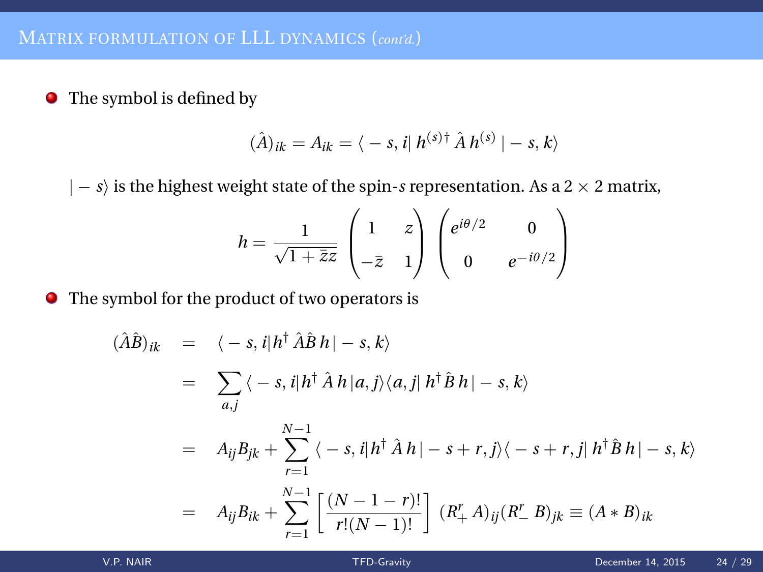## Matrix formulation of LLL dynamics (*cont'd.*)

- The symbol is defined by

$$
(\hat{A})_{ik} = A_{ik} = \langle -s, i|\, h^{(s)\dagger}\, \hat{A}\, h^{(s)}\, | -s, k\rangle
$$

$| -s\rangle$ is the highest weight state of the spin-$s$ representation. As a $2 \times 2$ matrix,

$$
h = \frac{1}{\sqrt{1+\bar{z}z}} \begin{pmatrix} 1 & z \\ -\bar{z} & 1 \end{pmatrix} \begin{pmatrix} e^{i\theta/2} & 0 \\ 0 & e^{-i\theta/2} \end{pmatrix}
$$

- The symbol for the product of two operators is

$$
\begin{aligned}
(\hat{A}\hat{B})_{ik} &= \langle -s, i|h^\dagger\, \hat{A}\hat{B}\, h\, | -s, k\rangle \\
&= \sum_{a,j} \langle -s, i|h^\dagger\, \hat{A}\, h\, |a, j\rangle\langle a, j|\, h^\dagger \hat{B}\, h\, | -s, k\rangle \\
&= A_{ij}B_{jk} + \sum_{r=1}^{N-1} \langle -s, i|h^\dagger\, \hat{A}\, h\, | -s+r, j\rangle\langle -s+r, j|\, h^\dagger \hat{B}\, h\, | -s, k\rangle \\
&= A_{ij}B_{ik} + \sum_{r=1}^{N-1} \left[\frac{(N-1-r)!}{r!(N-1)!}\right] (R_+^r\, A)_{ij}(R_-^r\, B)_{jk} \equiv (A * B)_{ik}
\end{aligned}
$$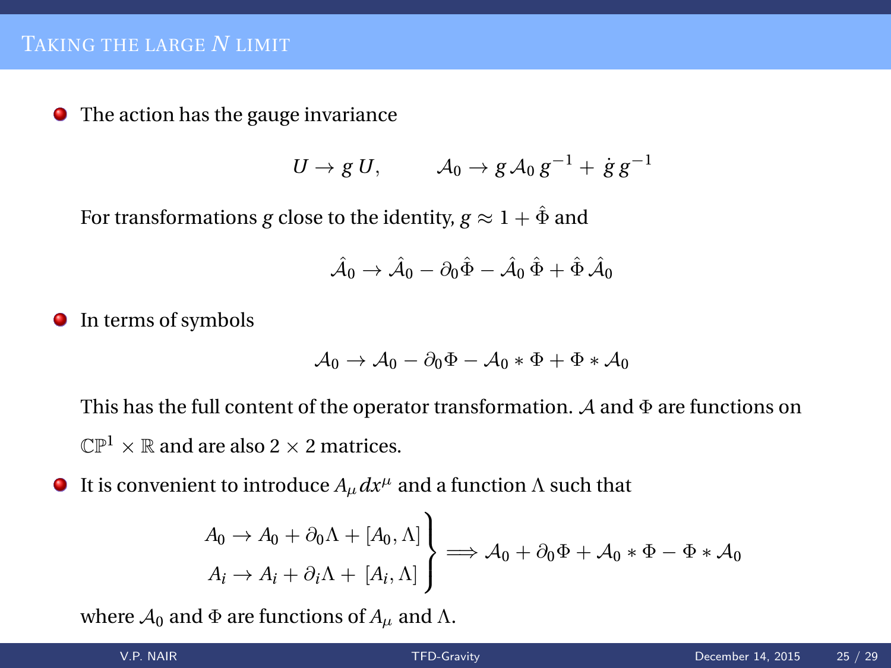## Taking the large $N$ limit

- The action has the gauge invariance

$$U \to g\, U, \qquad \mathcal{A}_0 \to g\, \mathcal{A}_0\, g^{-1} + \dot{g}\, g^{-1}$$

  For transformations $g$ close to the identity, $g \approx 1 + \hat{\Phi}$ and

$$\hat{\mathcal{A}}_0 \to \hat{\mathcal{A}}_0 - \partial_0 \hat{\Phi} - \hat{\mathcal{A}}_0\, \hat{\Phi} + \hat{\Phi}\, \hat{\mathcal{A}}_0$$

- In terms of symbols

$$\mathcal{A}_0 \to \mathcal{A}_0 - \partial_0 \Phi - \mathcal{A}_0 * \Phi + \Phi * \mathcal{A}_0$$

  This has the full content of the operator transformation. $\mathcal{A}$ and $\Phi$ are functions on $\mathbb{CP}^1 \times \mathbb{R}$ and are also $2 \times 2$ matrices.

- It is convenient to introduce $A_\mu\, dx^\mu$ and a function $\Lambda$ such that

$$\left.\begin{aligned} A_0 &\to A_0 + \partial_0 \Lambda + [A_0, \Lambda] \\ A_i &\to A_i + \partial_i \Lambda + [A_i, \Lambda] \end{aligned}\right\} \Longrightarrow \mathcal{A}_0 + \partial_0 \Phi + \mathcal{A}_0 * \Phi - \Phi * \mathcal{A}_0$$

  where $\mathcal{A}_0$ and $\Phi$ are functions of $A_\mu$ and $\Lambda$.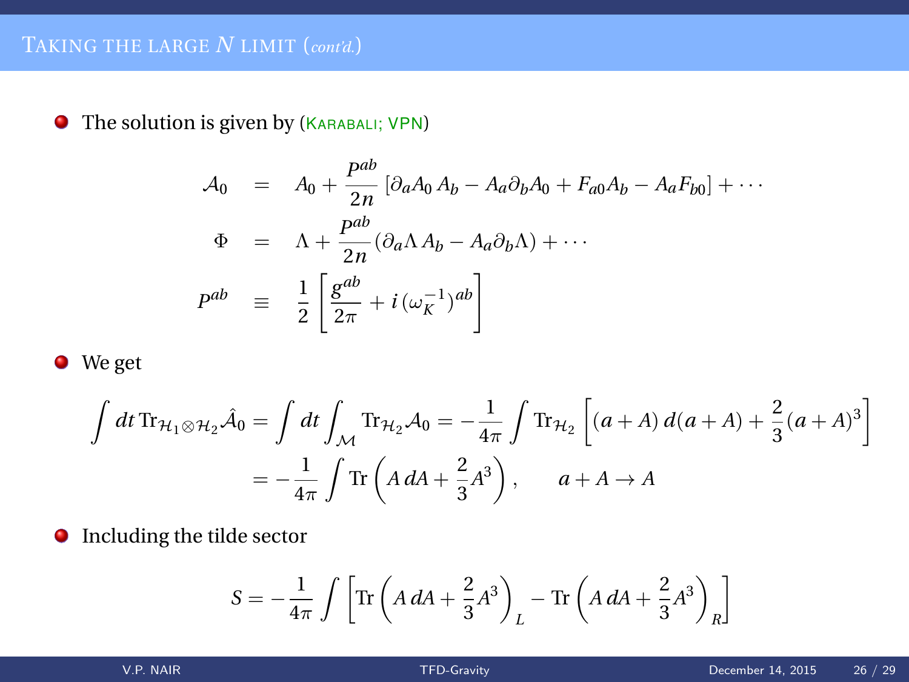## Taking the large $N$ limit (*cont'd.*)

- The solution is given by (Karabali; VPN)

$$
\begin{aligned}
\mathcal{A}_0 &= A_0 + \frac{P^{ab}}{2n}\left[\partial_a A_0\, A_b - A_a \partial_b A_0 + F_{a0} A_b - A_a F_{b0}\right] + \cdots \\
\Phi &= \Lambda + \frac{P^{ab}}{2n}(\partial_a \Lambda\, A_b - A_a \partial_b \Lambda) + \cdots \\
P^{ab} &\equiv \frac{1}{2}\left[\frac{g^{ab}}{2\pi} + i\,(\omega_K^{-1})^{ab}\right]
\end{aligned}
$$

- We get

$$
\begin{aligned}
\int dt\, \mathrm{Tr}_{\mathcal{H}_1 \otimes \mathcal{H}_2} \hat{A}_0 &= \int dt \int_{\mathcal{M}} \mathrm{Tr}_{\mathcal{H}_2} \mathcal{A}_0 = -\frac{1}{4\pi}\int \mathrm{Tr}_{\mathcal{H}_2}\left[(a+A)\, d(a+A) + \frac{2}{3}(a+A)^3\right] \\
&= -\frac{1}{4\pi}\int \mathrm{Tr}\left(A\, dA + \frac{2}{3}A^3\right), \qquad a + A \to A
\end{aligned}
$$

- Including the tilde sector

$$
S = -\frac{1}{4\pi}\int \left[\mathrm{Tr}\left(A\, dA + \frac{2}{3}A^3\right)_L - \mathrm{Tr}\left(A\, dA + \frac{2}{3}A^3\right)_R\right]
$$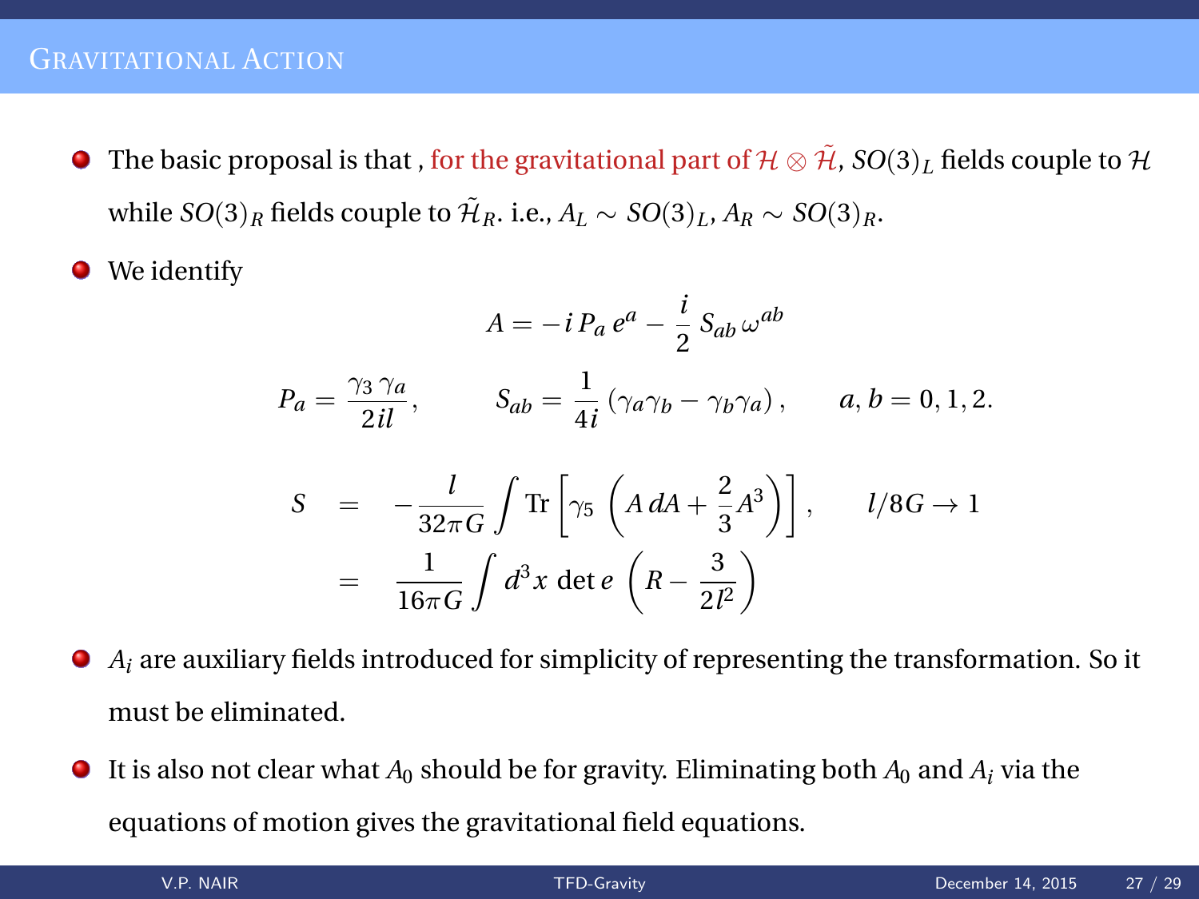# Gravitational Action

- The basic proposal is that , for the gravitational part of $\mathcal{H} \otimes \tilde{\mathcal{H}}$, $SO(3)_L$ fields couple to $\mathcal{H}$ while $SO(3)_R$ fields couple to $\tilde{\mathcal{H}}_R$. i.e., $A_L \sim SO(3)_L$, $A_R \sim SO(3)_R$.
- We identify

$$A = -i\, P_a\, e^a - \frac{i}{2}\, S_{ab}\, \omega^{ab}$$

$$P_a = \frac{\gamma_3\, \gamma_a}{2il}, \qquad S_{ab} = \frac{1}{4i}\left(\gamma_a \gamma_b - \gamma_b \gamma_a\right), \qquad a, b = 0, 1, 2.$$

$$\begin{aligned} S &= -\frac{l}{32\pi G} \int \mathrm{Tr}\left[\gamma_5 \left(A\, dA + \frac{2}{3} A^3\right)\right], \qquad l/8G \to 1 \\ &= \frac{1}{16\pi G} \int d^3x\, \det e \left(R - \frac{3}{2l^2}\right) \end{aligned}$$

- $A_i$ are auxiliary fields introduced for simplicity of representing the transformation. So it must be eliminated.
- It is also not clear what $A_0$ should be for gravity. Eliminating both $A_0$ and $A_i$ via the equations of motion gives the gravitational field equations.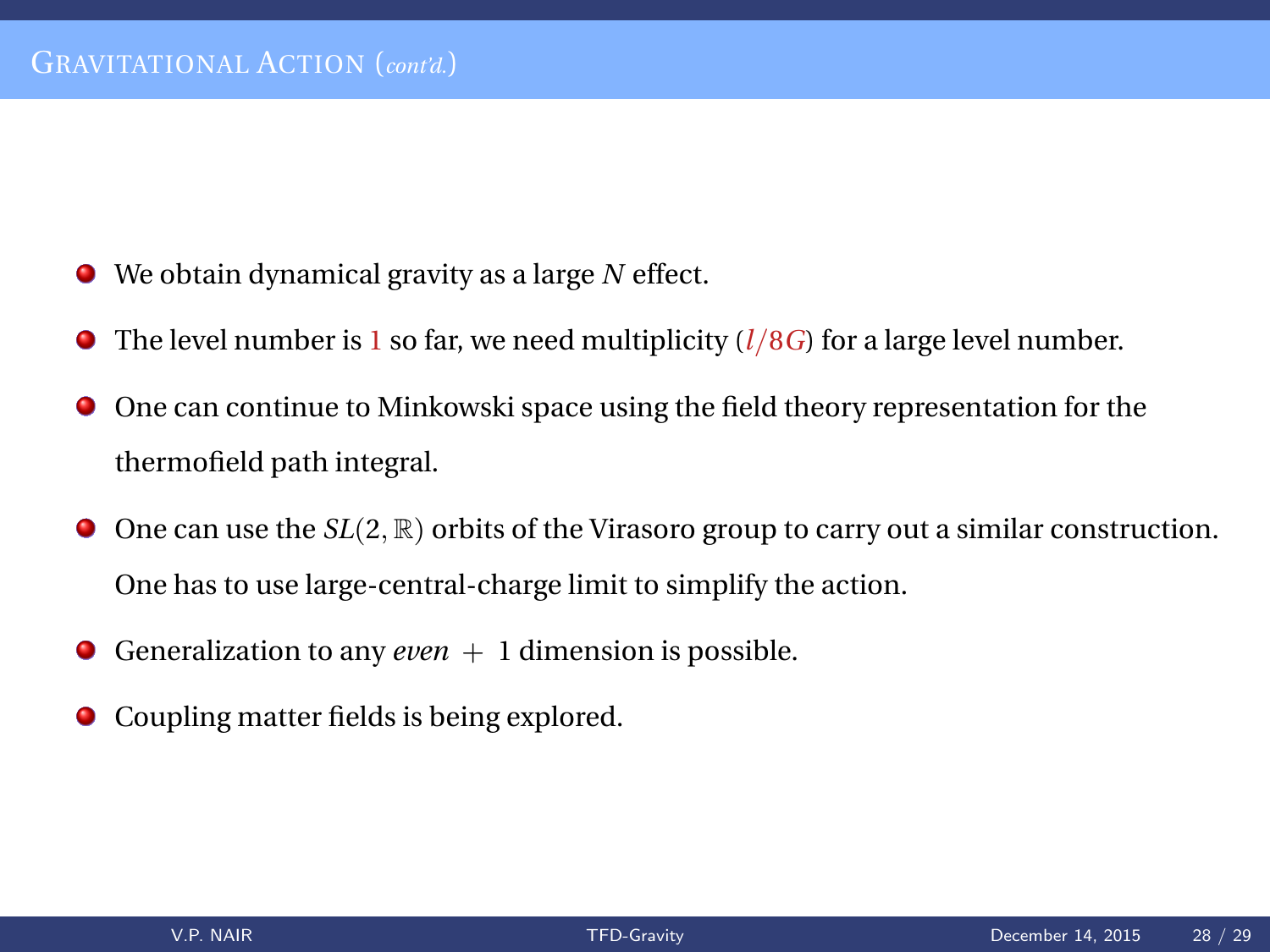## Gravitational Action (*cont'd.*)

- We obtain dynamical gravity as a large $N$ effect.
- The level number is 1 so far, we need multiplicity ($l/8G$) for a large level number.
- One can continue to Minkowski space using the field theory representation for the thermofield path integral.
- One can use the $SL(2,\mathbb{R})$ orbits of the Virasoro group to carry out a similar construction. One has to use large-central-charge limit to simplify the action.
- Generalization to any *even* $+\ 1$ dimension is possible.
- Coupling matter fields is being explored.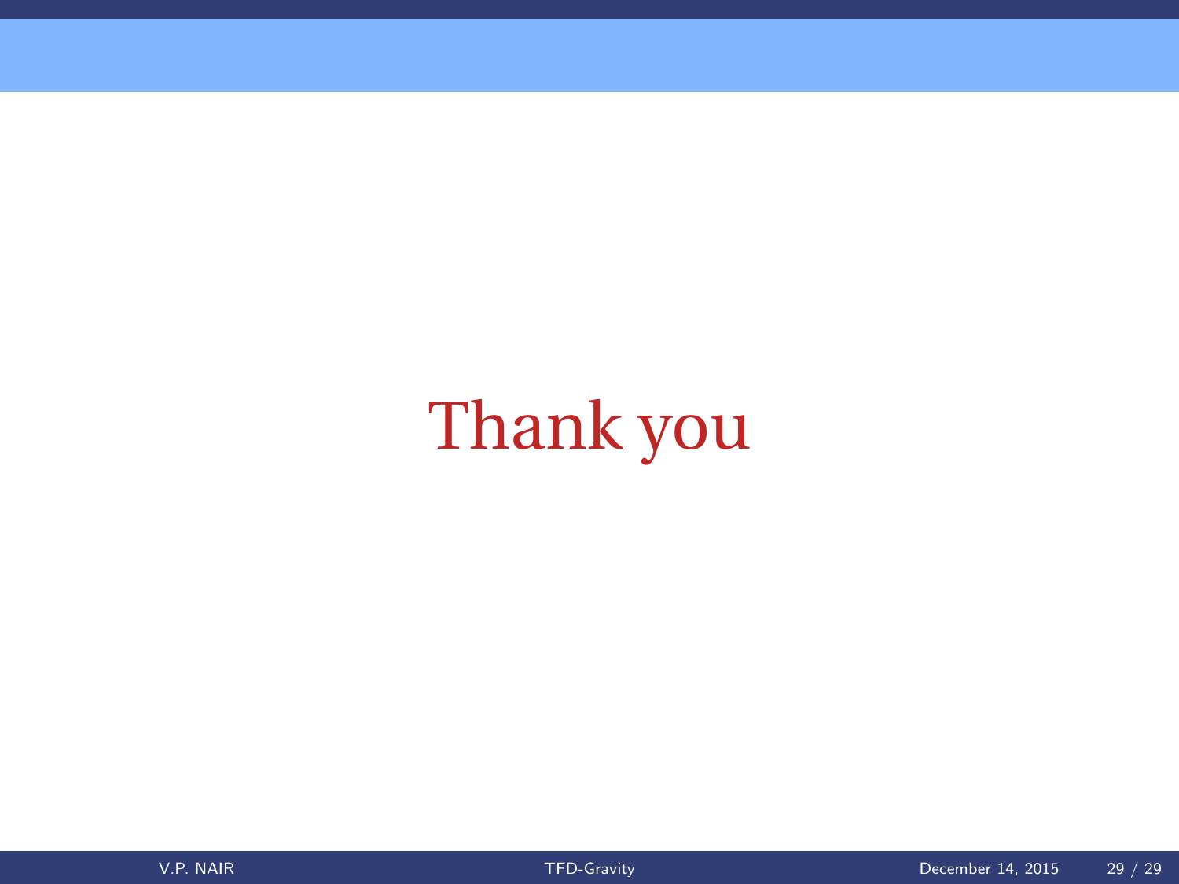Thank you